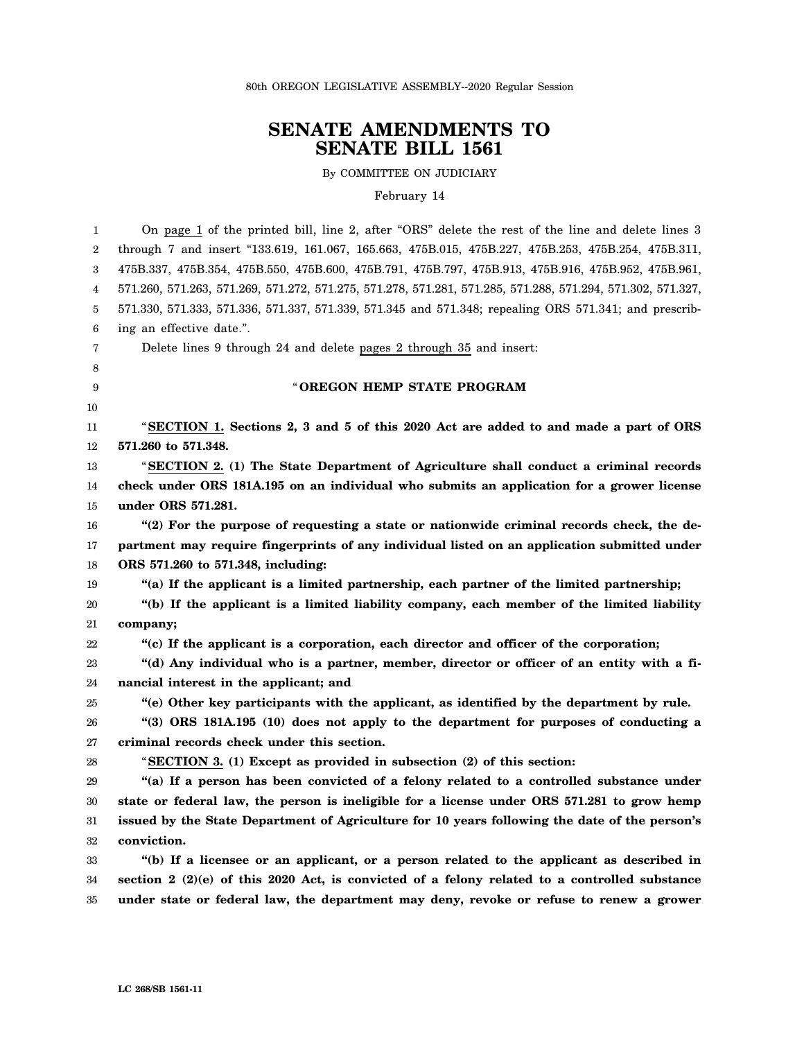80th OREGON LEGISLATIVE ASSEMBLY--2020 Regular Session

# SENATE AMENDMENTS TO SENATE BILL 1561

By COMMITTEE ON JUDICIARY

February 14

On page 1 of the printed bill, line 2, after "ORS" delete the rest of the line and delete lines 3 through 7 and insert "133.619, 161.067, 165.663, 475B.015, 475B.227, 475B.253, 475B.254, 475B.311, 475B.337, 475B.354, 475B.550, 475B.600, 475B.791, 475B.797, 475B.913, 475B.916, 475B.952, 475B.961, 571.260, 571.263, 571.269, 571.272, 571.275, 571.278, 571.281, 571.285, 571.288, 571.294, 571.302, 571.327, 571.330, 571.333, 571.336, 571.337, 571.339, 571.345 and 571.348; repealing ORS 571.341; and prescribing an effective date.".

Delete lines 9 through 24 and delete pages 2 through 35 and insert:

"**OREGON HEMP STATE PROGRAM**

"**SECTION 1. Sections 2, 3 and 5 of this 2020 Act are added to and made a part of ORS 571.260 to 571.348.**

"**SECTION 2. (1) The State Department of Agriculture shall conduct a criminal records check under ORS 181A.195 on an individual who submits an application for a grower license under ORS 571.281.**

**"(2) For the purpose of requesting a state or nationwide criminal records check, the department may require fingerprints of any individual listed on an application submitted under ORS 571.260 to 571.348, including:**

**"(a) If the applicant is a limited partnership, each partner of the limited partnership;**

**"(b) If the applicant is a limited liability company, each member of the limited liability company;**

**"(c) If the applicant is a corporation, each director and officer of the corporation;**

**"(d) Any individual who is a partner, member, director or officer of an entity with a financial interest in the applicant; and**

**"(e) Other key participants with the applicant, as identified by the department by rule.**

**"(3) ORS 181A.195 (10) does not apply to the department for purposes of conducting a criminal records check under this section.**

"**SECTION 3. (1) Except as provided in subsection (2) of this section:**

**"(a) If a person has been convicted of a felony related to a controlled substance under state or federal law, the person is ineligible for a license under ORS 571.281 to grow hemp issued by the State Department of Agriculture for 10 years following the date of the person's conviction.**

**"(b) If a licensee or an applicant, or a person related to the applicant as described in section 2 (2)(e) of this 2020 Act, is convicted of a felony related to a controlled substance under state or federal law, the department may deny, revoke or refuse to renew a grower**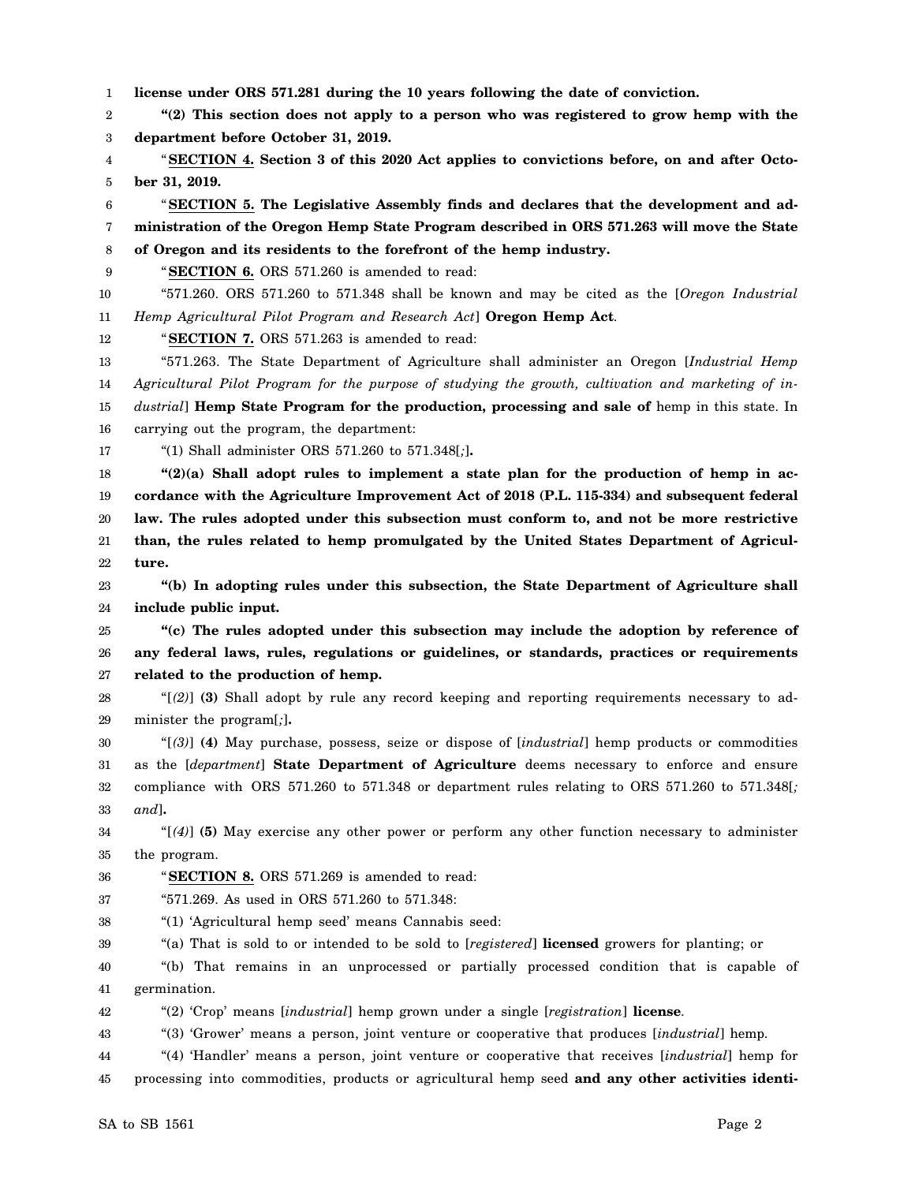**license under ORS 571.281 during the 10 years following the date of conviction.**

**"(2) This section does not apply to a person who was registered to grow hemp with the department before October 31, 2019.**

"**SECTION 4. Section 3 of this 2020 Act applies to convictions before, on and after October 31, 2019.**

"**SECTION 5. The Legislative Assembly finds and declares that the development and administration of the Oregon Hemp State Program described in ORS 571.263 will move the State of Oregon and its residents to the forefront of the hemp industry.**

"**SECTION 6.** ORS 571.260 is amended to read:

"571.260. ORS 571.260 to 571.348 shall be known and may be cited as the [*Oregon Industrial Hemp Agricultural Pilot Program and Research Act*] **Oregon Hemp Act**.

"**SECTION 7.** ORS 571.263 is amended to read:

"571.263. The State Department of Agriculture shall administer an Oregon [*Industrial Hemp Agricultural Pilot Program for the purpose of studying the growth, cultivation and marketing of industrial*] **Hemp State Program for the production, processing and sale of** hemp in this state. In carrying out the program, the department:

"(1) Shall administer ORS 571.260 to 571.348[*;*]**.**

**"(2)(a) Shall adopt rules to implement a state plan for the production of hemp in accordance with the Agriculture Improvement Act of 2018 (P.L. 115-334) and subsequent federal law. The rules adopted under this subsection must conform to, and not be more restrictive than, the rules related to hemp promulgated by the United States Department of Agriculture.**

**"(b) In adopting rules under this subsection, the State Department of Agriculture shall include public input.**

**"(c) The rules adopted under this subsection may include the adoption by reference of any federal laws, rules, regulations or guidelines, or standards, practices or requirements related to the production of hemp.**

"[*(2)*] **(3)** Shall adopt by rule any record keeping and reporting requirements necessary to administer the program[*;*]**.**

"[*(3)*] **(4)** May purchase, possess, seize or dispose of [*industrial*] hemp products or commodities as the [*department*] **State Department of Agriculture** deems necessary to enforce and ensure compliance with ORS 571.260 to 571.348 or department rules relating to ORS 571.260 to 571.348[*; and*]**.**

"[*(4)*] **(5)** May exercise any other power or perform any other function necessary to administer the program.

"**SECTION 8.** ORS 571.269 is amended to read:

"571.269. As used in ORS 571.260 to 571.348:

"(1) 'Agricultural hemp seed' means Cannabis seed:

"(a) That is sold to or intended to be sold to [*registered*] **licensed** growers for planting; or

"(b) That remains in an unprocessed or partially processed condition that is capable of germination.

"(2) 'Crop' means [*industrial*] hemp grown under a single [*registration*] **license**.

"(3) 'Grower' means a person, joint venture or cooperative that produces [*industrial*] hemp.

"(4) 'Handler' means a person, joint venture or cooperative that receives [*industrial*] hemp for processing into commodities, products or agricultural hemp seed **and any other activities identi-**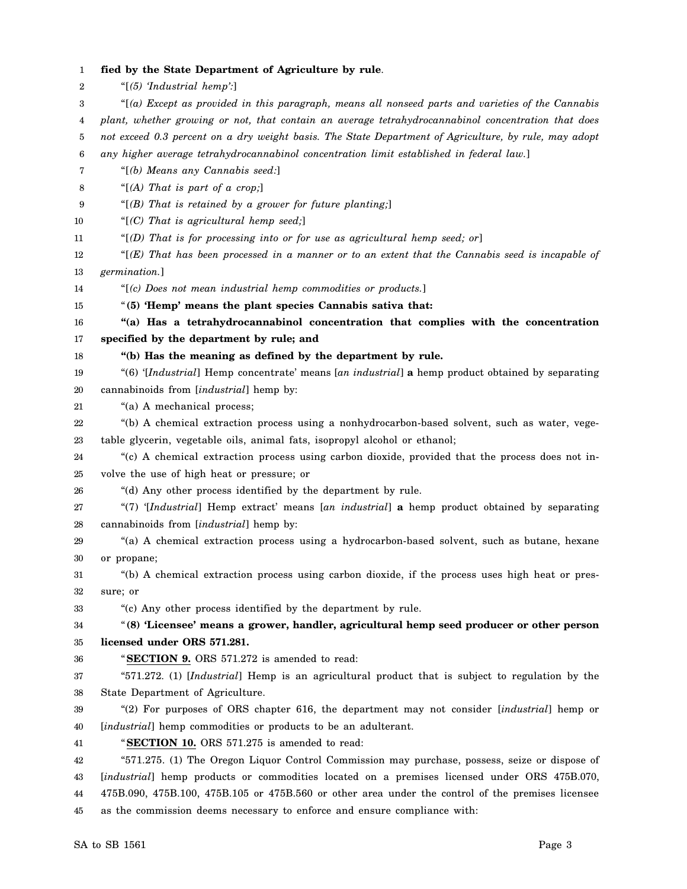**fied by the State Department of Agriculture by rule**.

"[*(5) 'Industrial hemp':*]

"[*(a) Except as provided in this paragraph, means all nonseed parts and varieties of the Cannabis plant, whether growing or not, that contain an average tetrahydrocannabinol concentration that does not exceed 0.3 percent on a dry weight basis. The State Department of Agriculture, by rule, may adopt any higher average tetrahydrocannabinol concentration limit established in federal law.*]

"[*(b) Means any Cannabis seed:*]

"[*(A) That is part of a crop;*]

"[*(B) That is retained by a grower for future planting;*]

"[*(C) That is agricultural hemp seed;*]

"[*(D) That is for processing into or for use as agricultural hemp seed; or*]

"[*(E) That has been processed in a manner or to an extent that the Cannabis seed is incapable of germination.*]

"[*(c) Does not mean industrial hemp commodities or products.*]

"**(5) 'Hemp' means the plant species Cannabis sativa that:**

**"(a) Has a tetrahydrocannabinol concentration that complies with the concentration specified by the department by rule; and**

**"(b) Has the meaning as defined by the department by rule.**

"(6) '[*Industrial*] Hemp concentrate' means [*an industrial*] **a** hemp product obtained by separating cannabinoids from [*industrial*] hemp by:

"(a) A mechanical process;

"(b) A chemical extraction process using a nonhydrocarbon-based solvent, such as water, vegetable glycerin, vegetable oils, animal fats, isopropyl alcohol or ethanol;

"(c) A chemical extraction process using carbon dioxide, provided that the process does not involve the use of high heat or pressure; or

"(d) Any other process identified by the department by rule.

"(7) '[*Industrial*] Hemp extract' means [*an industrial*] **a** hemp product obtained by separating cannabinoids from [*industrial*] hemp by:

"(a) A chemical extraction process using a hydrocarbon-based solvent, such as butane, hexane or propane;

"(b) A chemical extraction process using carbon dioxide, if the process uses high heat or pressure; or

"(c) Any other process identified by the department by rule.

"**(8) 'Licensee' means a grower, handler, agricultural hemp seed producer or other person licensed under ORS 571.281.**

"**SECTION 9.** ORS 571.272 is amended to read:

"571.272. (1) [*Industrial*] Hemp is an agricultural product that is subject to regulation by the State Department of Agriculture.

"(2) For purposes of ORS chapter 616, the department may not consider [*industrial*] hemp or [*industrial*] hemp commodities or products to be an adulterant.

"**SECTION 10.** ORS 571.275 is amended to read:

"571.275. (1) The Oregon Liquor Control Commission may purchase, possess, seize or dispose of [*industrial*] hemp products or commodities located on a premises licensed under ORS 475B.070, 475B.090, 475B.100, 475B.105 or 475B.560 or other area under the control of the premises licensee as the commission deems necessary to enforce and ensure compliance with: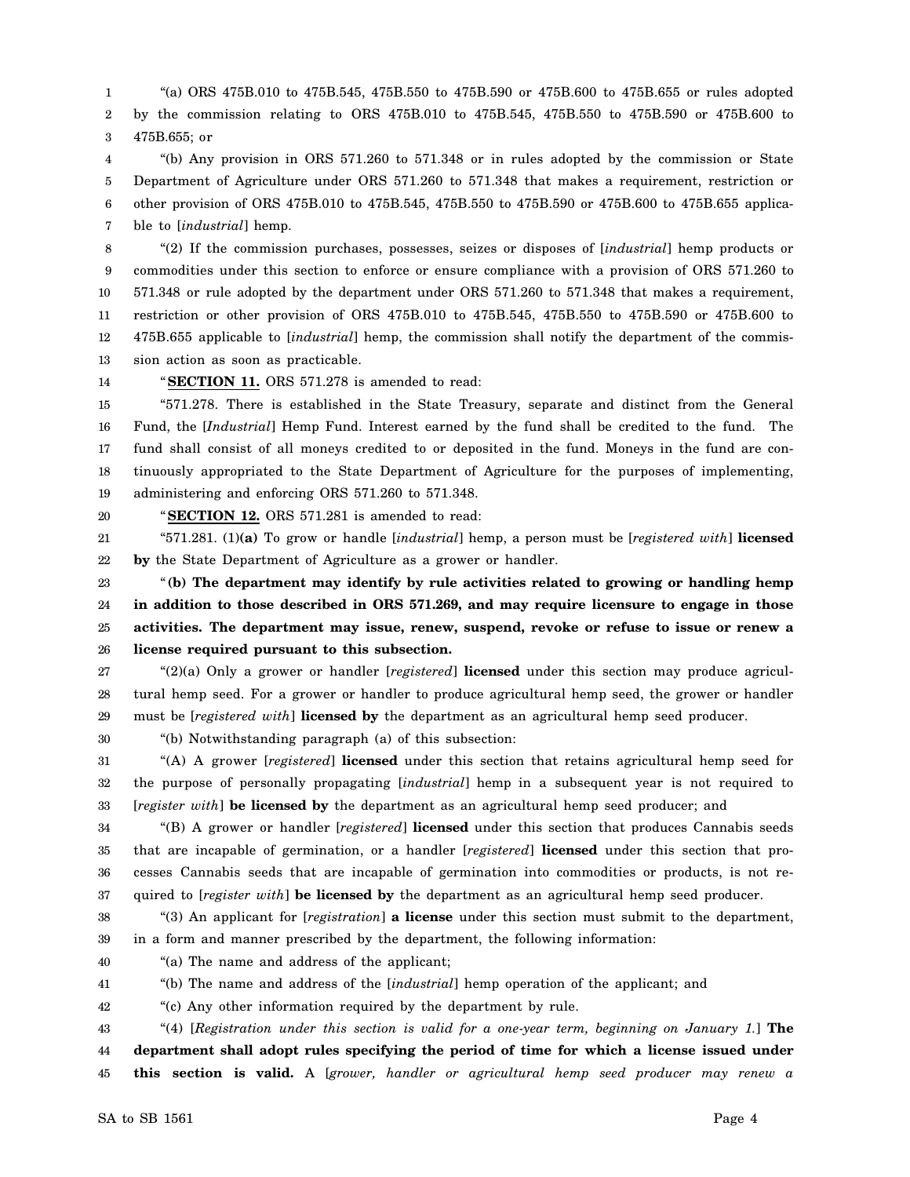"(a) ORS 475B.010 to 475B.545, 475B.550 to 475B.590 or 475B.600 to 475B.655 or rules adopted by the commission relating to ORS 475B.010 to 475B.545, 475B.550 to 475B.590 or 475B.600 to 475B.655; or

"(b) Any provision in ORS 571.260 to 571.348 or in rules adopted by the commission or State Department of Agriculture under ORS 571.260 to 571.348 that makes a requirement, restriction or other provision of ORS 475B.010 to 475B.545, 475B.550 to 475B.590 or 475B.600 to 475B.655 applicable to [*industrial*] hemp.

"(2) If the commission purchases, possesses, seizes or disposes of [*industrial*] hemp products or commodities under this section to enforce or ensure compliance with a provision of ORS 571.260 to 571.348 or rule adopted by the department under ORS 571.260 to 571.348 that makes a requirement, restriction or other provision of ORS 475B.010 to 475B.545, 475B.550 to 475B.590 or 475B.600 to 475B.655 applicable to [*industrial*] hemp, the commission shall notify the department of the commission action as soon as practicable.

"**SECTION 11.** ORS 571.278 is amended to read:

"571.278. There is established in the State Treasury, separate and distinct from the General Fund, the [*Industrial*] Hemp Fund. Interest earned by the fund shall be credited to the fund. The fund shall consist of all moneys credited to or deposited in the fund. Moneys in the fund are continuously appropriated to the State Department of Agriculture for the purposes of implementing, administering and enforcing ORS 571.260 to 571.348.

"**SECTION 12.** ORS 571.281 is amended to read:

"571.281. (1)**(a)** To grow or handle [*industrial*] hemp, a person must be [*registered with*] **licensed by** the State Department of Agriculture as a grower or handler.

"**(b) The department may identify by rule activities related to growing or handling hemp in addition to those described in ORS 571.269, and may require licensure to engage in those activities. The department may issue, renew, suspend, revoke or refuse to issue or renew a license required pursuant to this subsection.**

"(2)(a) Only a grower or handler [*registered*] **licensed** under this section may produce agricultural hemp seed. For a grower or handler to produce agricultural hemp seed, the grower or handler must be [*registered with*] **licensed by** the department as an agricultural hemp seed producer.

"(b) Notwithstanding paragraph (a) of this subsection:

"(A) A grower [*registered*] **licensed** under this section that retains agricultural hemp seed for the purpose of personally propagating [*industrial*] hemp in a subsequent year is not required to [*register with*] **be licensed by** the department as an agricultural hemp seed producer; and

"(B) A grower or handler [*registered*] **licensed** under this section that produces Cannabis seeds that are incapable of germination, or a handler [*registered*] **licensed** under this section that processes Cannabis seeds that are incapable of germination into commodities or products, is not required to [*register with*] **be licensed by** the department as an agricultural hemp seed producer.

"(3) An applicant for [*registration*] **a license** under this section must submit to the department, in a form and manner prescribed by the department, the following information:

"(a) The name and address of the applicant;

"(b) The name and address of the [*industrial*] hemp operation of the applicant; and

"(c) Any other information required by the department by rule.

"(4) [*Registration under this section is valid for a one-year term, beginning on January 1.*] **The department shall adopt rules specifying the period of time for which a license issued under this section is valid.** A [*grower, handler or agricultural hemp seed producer may renew a*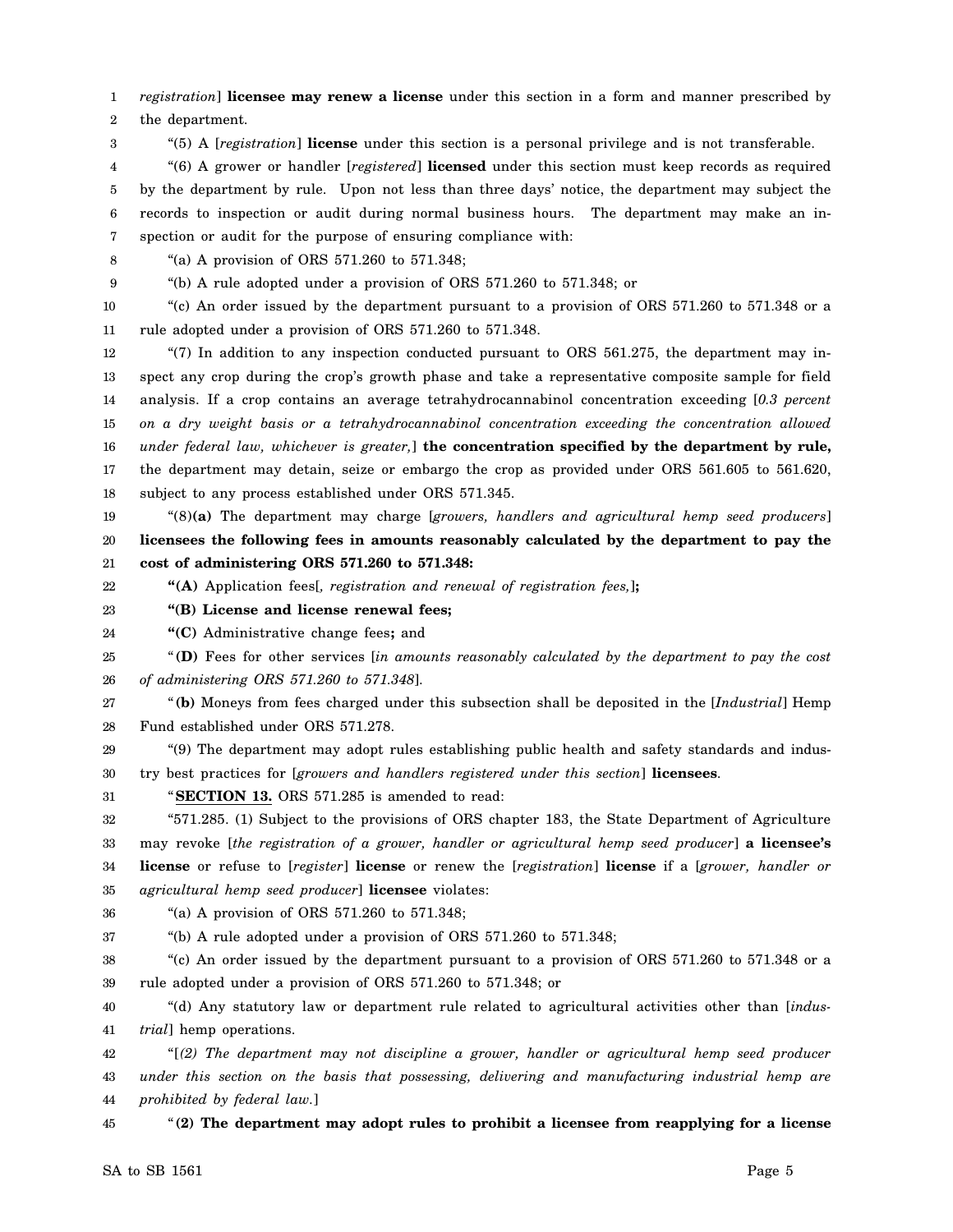*registration*] **licensee may renew a license** under this section in a form and manner prescribed by the department.

"(5) A [*registration*] **license** under this section is a personal privilege and is not transferable.

"(6) A grower or handler [*registered*] **licensed** under this section must keep records as required by the department by rule. Upon not less than three days' notice, the department may subject the records to inspection or audit during normal business hours. The department may make an inspection or audit for the purpose of ensuring compliance with:

"(a) A provision of ORS 571.260 to 571.348;

"(b) A rule adopted under a provision of ORS 571.260 to 571.348; or

"(c) An order issued by the department pursuant to a provision of ORS 571.260 to 571.348 or a rule adopted under a provision of ORS 571.260 to 571.348.

"(7) In addition to any inspection conducted pursuant to ORS 561.275, the department may inspect any crop during the crop's growth phase and take a representative composite sample for field analysis. If a crop contains an average tetrahydrocannabinol concentration exceeding [*0.3 percent on a dry weight basis or a tetrahydrocannabinol concentration exceeding the concentration allowed under federal law, whichever is greater,*] **the concentration specified by the department by rule,** the department may detain, seize or embargo the crop as provided under ORS 561.605 to 561.620, subject to any process established under ORS 571.345.

"(8)**(a)** The department may charge [*growers, handlers and agricultural hemp seed producers*] **licensees the following fees in amounts reasonably calculated by the department to pay the cost of administering ORS 571.260 to 571.348:**

**"(A)** Application fees[*, registration and renewal of registration fees,*]**;**

**"(B) License and license renewal fees;**

**"(C)** Administrative change fees**;** and

"**(D)** Fees for other services [*in amounts reasonably calculated by the department to pay the cost of administering ORS 571.260 to 571.348*].

"**(b)** Moneys from fees charged under this subsection shall be deposited in the [*Industrial*] Hemp Fund established under ORS 571.278.

"(9) The department may adopt rules establishing public health and safety standards and industry best practices for [*growers and handlers registered under this section*] **licensees**.

"**SECTION 13.** ORS 571.285 is amended to read:

"571.285. (1) Subject to the provisions of ORS chapter 183, the State Department of Agriculture may revoke [*the registration of a grower, handler or agricultural hemp seed producer*] **a licensee's license** or refuse to [*register*] **license** or renew the [*registration*] **license** if a [*grower, handler or agricultural hemp seed producer*] **licensee** violates:

"(a) A provision of ORS 571.260 to 571.348;

"(b) A rule adopted under a provision of ORS 571.260 to 571.348;

"(c) An order issued by the department pursuant to a provision of ORS 571.260 to 571.348 or a rule adopted under a provision of ORS 571.260 to 571.348; or

"(d) Any statutory law or department rule related to agricultural activities other than [*industrial*] hemp operations.

"[*(2) The department may not discipline a grower, handler or agricultural hemp seed producer under this section on the basis that possessing, delivering and manufacturing industrial hemp are prohibited by federal law.*]

"**(2) The department may adopt rules to prohibit a licensee from reapplying for a license**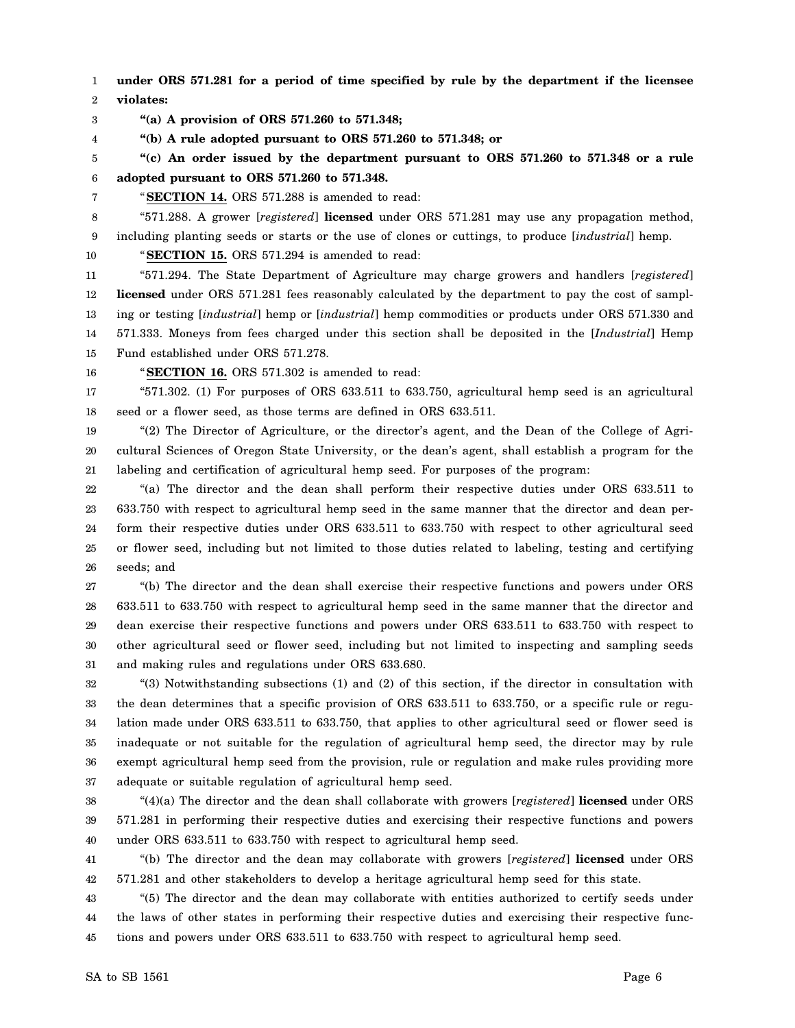**under ORS 571.281 for a period of time specified by rule by the department if the licensee violates:**

**"(a) A provision of ORS 571.260 to 571.348;**

**"(b) A rule adopted pursuant to ORS 571.260 to 571.348; or**

**"(c) An order issued by the department pursuant to ORS 571.260 to 571.348 or a rule adopted pursuant to ORS 571.260 to 571.348.**

"**SECTION 14.** ORS 571.288 is amended to read:

"571.288. A grower [*registered*] **licensed** under ORS 571.281 may use any propagation method, including planting seeds or starts or the use of clones or cuttings, to produce [*industrial*] hemp.

"**SECTION 15.** ORS 571.294 is amended to read:

"571.294. The State Department of Agriculture may charge growers and handlers [*registered*] **licensed** under ORS 571.281 fees reasonably calculated by the department to pay the cost of sampling or testing [*industrial*] hemp or [*industrial*] hemp commodities or products under ORS 571.330 and 571.333. Moneys from fees charged under this section shall be deposited in the [*Industrial*] Hemp Fund established under ORS 571.278.

"**SECTION 16.** ORS 571.302 is amended to read:

"571.302. (1) For purposes of ORS 633.511 to 633.750, agricultural hemp seed is an agricultural seed or a flower seed, as those terms are defined in ORS 633.511.

"(2) The Director of Agriculture, or the director's agent, and the Dean of the College of Agricultural Sciences of Oregon State University, or the dean's agent, shall establish a program for the labeling and certification of agricultural hemp seed. For purposes of the program:

"(a) The director and the dean shall perform their respective duties under ORS 633.511 to 633.750 with respect to agricultural hemp seed in the same manner that the director and dean perform their respective duties under ORS 633.511 to 633.750 with respect to other agricultural seed or flower seed, including but not limited to those duties related to labeling, testing and certifying seeds; and

"(b) The director and the dean shall exercise their respective functions and powers under ORS 633.511 to 633.750 with respect to agricultural hemp seed in the same manner that the director and dean exercise their respective functions and powers under ORS 633.511 to 633.750 with respect to other agricultural seed or flower seed, including but not limited to inspecting and sampling seeds and making rules and regulations under ORS 633.680.

"(3) Notwithstanding subsections (1) and (2) of this section, if the director in consultation with the dean determines that a specific provision of ORS 633.511 to 633.750, or a specific rule or regulation made under ORS 633.511 to 633.750, that applies to other agricultural seed or flower seed is inadequate or not suitable for the regulation of agricultural hemp seed, the director may by rule exempt agricultural hemp seed from the provision, rule or regulation and make rules providing more adequate or suitable regulation of agricultural hemp seed.

"(4)(a) The director and the dean shall collaborate with growers [*registered*] **licensed** under ORS 571.281 in performing their respective duties and exercising their respective functions and powers under ORS 633.511 to 633.750 with respect to agricultural hemp seed.

"(b) The director and the dean may collaborate with growers [*registered*] **licensed** under ORS 571.281 and other stakeholders to develop a heritage agricultural hemp seed for this state.

"(5) The director and the dean may collaborate with entities authorized to certify seeds under the laws of other states in performing their respective duties and exercising their respective functions and powers under ORS 633.511 to 633.750 with respect to agricultural hemp seed.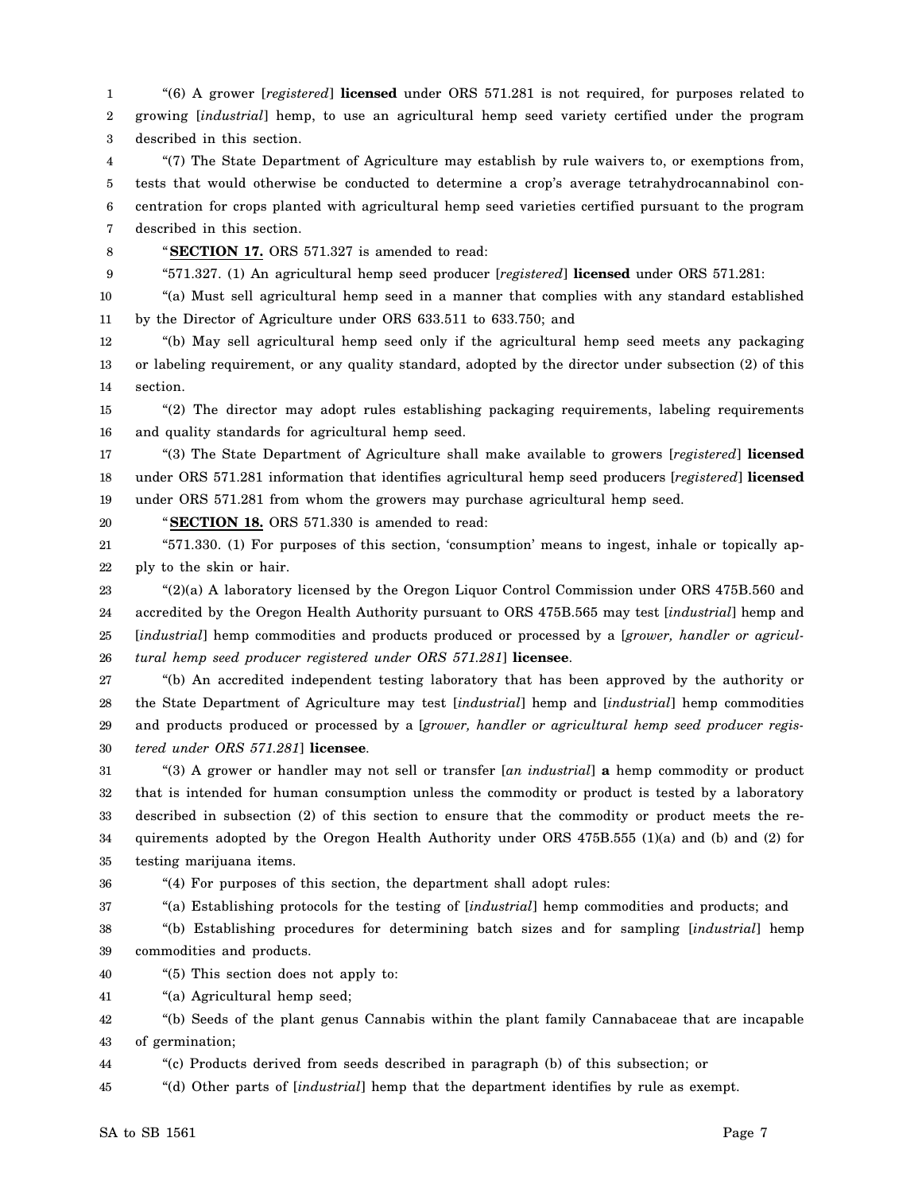"(6) A grower [*registered*] **licensed** under ORS 571.281 is not required, for purposes related to growing [*industrial*] hemp, to use an agricultural hemp seed variety certified under the program described in this section.

"(7) The State Department of Agriculture may establish by rule waivers to, or exemptions from, tests that would otherwise be conducted to determine a crop's average tetrahydrocannabinol concentration for crops planted with agricultural hemp seed varieties certified pursuant to the program described in this section.

"**SECTION 17.** ORS 571.327 is amended to read:

"571.327. (1) An agricultural hemp seed producer [*registered*] **licensed** under ORS 571.281:

"(a) Must sell agricultural hemp seed in a manner that complies with any standard established by the Director of Agriculture under ORS 633.511 to 633.750; and

"(b) May sell agricultural hemp seed only if the agricultural hemp seed meets any packaging or labeling requirement, or any quality standard, adopted by the director under subsection (2) of this section.

"(2) The director may adopt rules establishing packaging requirements, labeling requirements and quality standards for agricultural hemp seed.

"(3) The State Department of Agriculture shall make available to growers [*registered*] **licensed** under ORS 571.281 information that identifies agricultural hemp seed producers [*registered*] **licensed** under ORS 571.281 from whom the growers may purchase agricultural hemp seed.

"**SECTION 18.** ORS 571.330 is amended to read:

"571.330. (1) For purposes of this section, 'consumption' means to ingest, inhale or topically apply to the skin or hair.

"(2)(a) A laboratory licensed by the Oregon Liquor Control Commission under ORS 475B.560 and accredited by the Oregon Health Authority pursuant to ORS 475B.565 may test [*industrial*] hemp and [*industrial*] hemp commodities and products produced or processed by a [*grower, handler or agricultural hemp seed producer registered under ORS 571.281*] **licensee**.

"(b) An accredited independent testing laboratory that has been approved by the authority or the State Department of Agriculture may test [*industrial*] hemp and [*industrial*] hemp commodities and products produced or processed by a [*grower, handler or agricultural hemp seed producer registered under ORS 571.281*] **licensee**.

"(3) A grower or handler may not sell or transfer [*an industrial*] **a** hemp commodity or product that is intended for human consumption unless the commodity or product is tested by a laboratory described in subsection (2) of this section to ensure that the commodity or product meets the requirements adopted by the Oregon Health Authority under ORS 475B.555 (1)(a) and (b) and (2) for testing marijuana items.

"(4) For purposes of this section, the department shall adopt rules:

"(a) Establishing protocols for the testing of [*industrial*] hemp commodities and products; and

"(b) Establishing procedures for determining batch sizes and for sampling [*industrial*] hemp commodities and products.

"(5) This section does not apply to:

"(a) Agricultural hemp seed;

"(b) Seeds of the plant genus Cannabis within the plant family Cannabaceae that are incapable of germination;

"(c) Products derived from seeds described in paragraph (b) of this subsection; or

"(d) Other parts of [*industrial*] hemp that the department identifies by rule as exempt.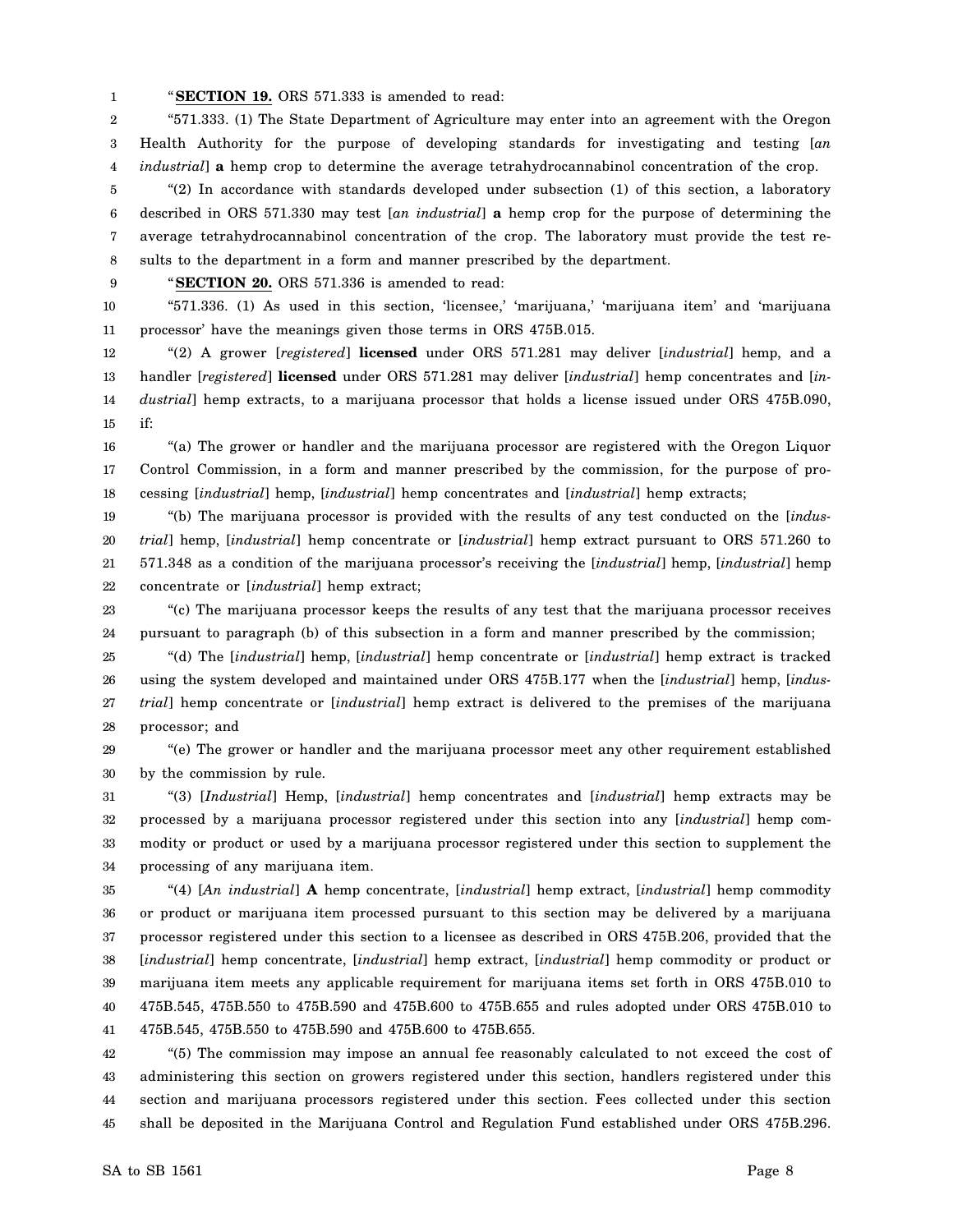"**SECTION 19.** ORS 571.333 is amended to read:

"571.333. (1) The State Department of Agriculture may enter into an agreement with the Oregon Health Authority for the purpose of developing standards for investigating and testing [*an industrial*] **a** hemp crop to determine the average tetrahydrocannabinol concentration of the crop.

"(2) In accordance with standards developed under subsection (1) of this section, a laboratory described in ORS 571.330 may test [*an industrial*] **a** hemp crop for the purpose of determining the average tetrahydrocannabinol concentration of the crop. The laboratory must provide the test results to the department in a form and manner prescribed by the department.

"**SECTION 20.** ORS 571.336 is amended to read:

"571.336. (1) As used in this section, 'licensee,' 'marijuana,' 'marijuana item' and 'marijuana processor' have the meanings given those terms in ORS 475B.015.

"(2) A grower [*registered*] **licensed** under ORS 571.281 may deliver [*industrial*] hemp, and a handler [*registered*] **licensed** under ORS 571.281 may deliver [*industrial*] hemp concentrates and [*industrial*] hemp extracts, to a marijuana processor that holds a license issued under ORS 475B.090, if:

"(a) The grower or handler and the marijuana processor are registered with the Oregon Liquor Control Commission, in a form and manner prescribed by the commission, for the purpose of processing [*industrial*] hemp, [*industrial*] hemp concentrates and [*industrial*] hemp extracts;

"(b) The marijuana processor is provided with the results of any test conducted on the [*industrial*] hemp, [*industrial*] hemp concentrate or [*industrial*] hemp extract pursuant to ORS 571.260 to 571.348 as a condition of the marijuana processor's receiving the [*industrial*] hemp, [*industrial*] hemp concentrate or [*industrial*] hemp extract;

"(c) The marijuana processor keeps the results of any test that the marijuana processor receives pursuant to paragraph (b) of this subsection in a form and manner prescribed by the commission;

"(d) The [*industrial*] hemp, [*industrial*] hemp concentrate or [*industrial*] hemp extract is tracked using the system developed and maintained under ORS 475B.177 when the [*industrial*] hemp, [*industrial*] hemp concentrate or [*industrial*] hemp extract is delivered to the premises of the marijuana processor; and

"(e) The grower or handler and the marijuana processor meet any other requirement established by the commission by rule.

"(3) [*Industrial*] Hemp, [*industrial*] hemp concentrates and [*industrial*] hemp extracts may be processed by a marijuana processor registered under this section into any [*industrial*] hemp commodity or product or used by a marijuana processor registered under this section to supplement the processing of any marijuana item.

"(4) [*An industrial*] **A** hemp concentrate, [*industrial*] hemp extract, [*industrial*] hemp commodity or product or marijuana item processed pursuant to this section may be delivered by a marijuana processor registered under this section to a licensee as described in ORS 475B.206, provided that the [*industrial*] hemp concentrate, [*industrial*] hemp extract, [*industrial*] hemp commodity or product or marijuana item meets any applicable requirement for marijuana items set forth in ORS 475B.010 to 475B.545, 475B.550 to 475B.590 and 475B.600 to 475B.655 and rules adopted under ORS 475B.010 to 475B.545, 475B.550 to 475B.590 and 475B.600 to 475B.655.

"(5) The commission may impose an annual fee reasonably calculated to not exceed the cost of administering this section on growers registered under this section, handlers registered under this section and marijuana processors registered under this section. Fees collected under this section shall be deposited in the Marijuana Control and Regulation Fund established under ORS 475B.296.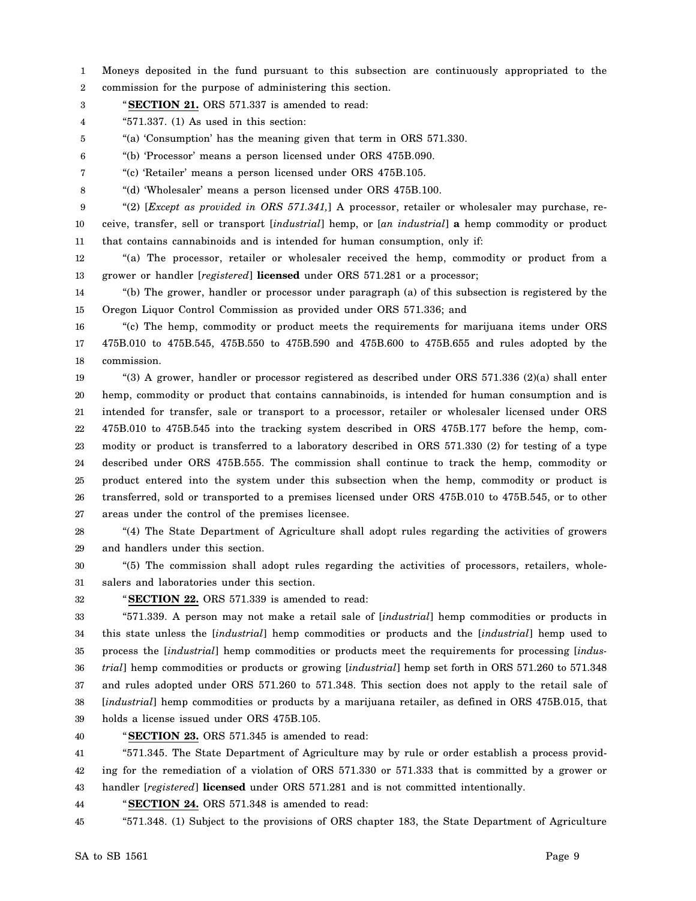Moneys deposited in the fund pursuant to this subsection are continuously appropriated to the commission for the purpose of administering this section.

"**SECTION 21.** ORS 571.337 is amended to read:

"571.337. (1) As used in this section:

"(a) 'Consumption' has the meaning given that term in ORS 571.330.

"(b) 'Processor' means a person licensed under ORS 475B.090.

"(c) 'Retailer' means a person licensed under ORS 475B.105.

"(d) 'Wholesaler' means a person licensed under ORS 475B.100.

"(2) [*Except as provided in ORS 571.341,*] A processor, retailer or wholesaler may purchase, receive, transfer, sell or transport [*industrial*] hemp, or [*an industrial*] **a** hemp commodity or product that contains cannabinoids and is intended for human consumption, only if:

"(a) The processor, retailer or wholesaler received the hemp, commodity or product from a grower or handler [*registered*] **licensed** under ORS 571.281 or a processor;

"(b) The grower, handler or processor under paragraph (a) of this subsection is registered by the Oregon Liquor Control Commission as provided under ORS 571.336; and

"(c) The hemp, commodity or product meets the requirements for marijuana items under ORS 475B.010 to 475B.545, 475B.550 to 475B.590 and 475B.600 to 475B.655 and rules adopted by the commission.

"(3) A grower, handler or processor registered as described under ORS 571.336 (2)(a) shall enter hemp, commodity or product that contains cannabinoids, is intended for human consumption and is intended for transfer, sale or transport to a processor, retailer or wholesaler licensed under ORS 475B.010 to 475B.545 into the tracking system described in ORS 475B.177 before the hemp, commodity or product is transferred to a laboratory described in ORS 571.330 (2) for testing of a type described under ORS 475B.555. The commission shall continue to track the hemp, commodity or product entered into the system under this subsection when the hemp, commodity or product is transferred, sold or transported to a premises licensed under ORS 475B.010 to 475B.545, or to other areas under the control of the premises licensee.

"(4) The State Department of Agriculture shall adopt rules regarding the activities of growers and handlers under this section.

"(5) The commission shall adopt rules regarding the activities of processors, retailers, wholesalers and laboratories under this section.

"**SECTION 22.** ORS 571.339 is amended to read:

"571.339. A person may not make a retail sale of [*industrial*] hemp commodities or products in this state unless the [*industrial*] hemp commodities or products and the [*industrial*] hemp used to process the [*industrial*] hemp commodities or products meet the requirements for processing [*industrial*] hemp commodities or products or growing [*industrial*] hemp set forth in ORS 571.260 to 571.348 and rules adopted under ORS 571.260 to 571.348. This section does not apply to the retail sale of [*industrial*] hemp commodities or products by a marijuana retailer, as defined in ORS 475B.015, that holds a license issued under ORS 475B.105.

"**SECTION 23.** ORS 571.345 is amended to read:

"571.345. The State Department of Agriculture may by rule or order establish a process providing for the remediation of a violation of ORS 571.330 or 571.333 that is committed by a grower or handler [*registered*] **licensed** under ORS 571.281 and is not committed intentionally.

"**SECTION 24.** ORS 571.348 is amended to read:

"571.348. (1) Subject to the provisions of ORS chapter 183, the State Department of Agriculture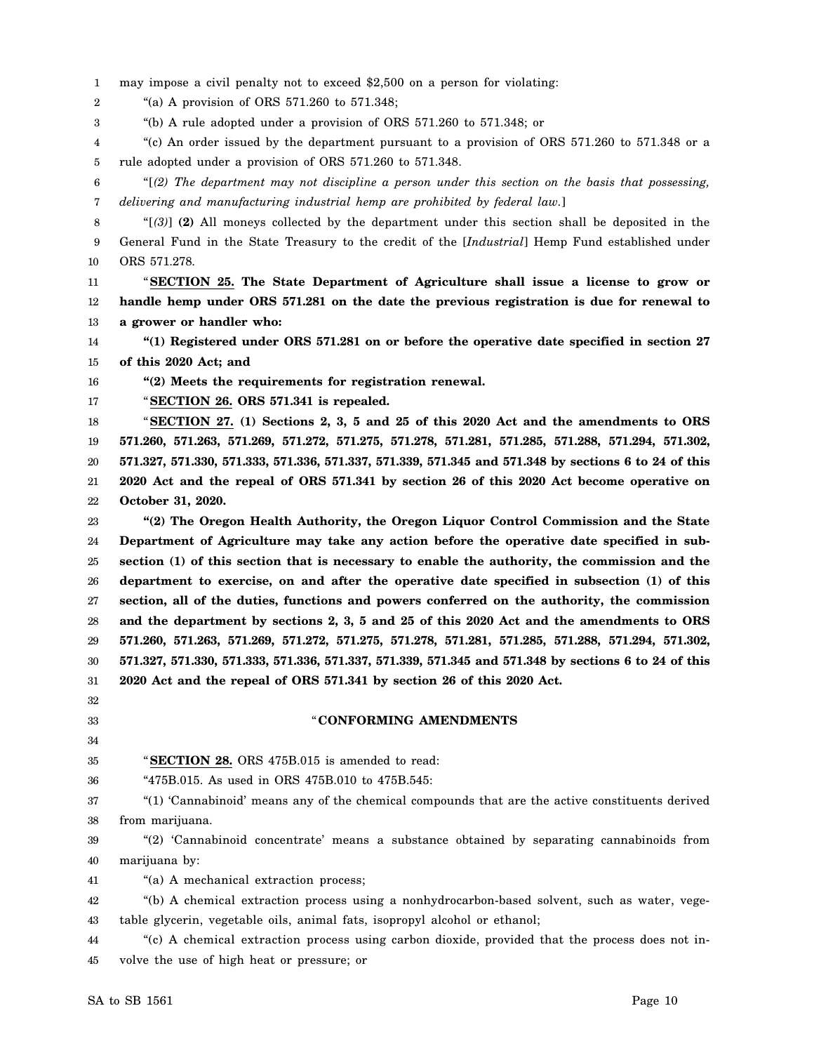may impose a civil penalty not to exceed $2,500 on a person for violating:

"(a) A provision of ORS 571.260 to 571.348;

"(b) A rule adopted under a provision of ORS 571.260 to 571.348; or

"(c) An order issued by the department pursuant to a provision of ORS 571.260 to 571.348 or a rule adopted under a provision of ORS 571.260 to 571.348.

"[*(2) The department may not discipline a person under this section on the basis that possessing, delivering and manufacturing industrial hemp are prohibited by federal law.*]

"[*(3)*] **(2)** All moneys collected by the department under this section shall be deposited in the General Fund in the State Treasury to the credit of the [*Industrial*] Hemp Fund established under ORS 571.278.

"**SECTION 25. The State Department of Agriculture shall issue a license to grow or handle hemp under ORS 571.281 on the date the previous registration is due for renewal to a grower or handler who:**

**"(1) Registered under ORS 571.281 on or before the operative date specified in section 27 of this 2020 Act; and**

**"(2) Meets the requirements for registration renewal.**

"**SECTION 26. ORS 571.341 is repealed.**

"**SECTION 27. (1) Sections 2, 3, 5 and 25 of this 2020 Act and the amendments to ORS 571.260, 571.263, 571.269, 571.272, 571.275, 571.278, 571.281, 571.285, 571.288, 571.294, 571.302, 571.327, 571.330, 571.333, 571.336, 571.337, 571.339, 571.345 and 571.348 by sections 6 to 24 of this 2020 Act and the repeal of ORS 571.341 by section 26 of this 2020 Act become operative on October 31, 2020.**

**"(2) The Oregon Health Authority, the Oregon Liquor Control Commission and the State Department of Agriculture may take any action before the operative date specified in subsection (1) of this section that is necessary to enable the authority, the commission and the department to exercise, on and after the operative date specified in subsection (1) of this section, all of the duties, functions and powers conferred on the authority, the commission and the department by sections 2, 3, 5 and 25 of this 2020 Act and the amendments to ORS 571.260, 571.263, 571.269, 571.272, 571.275, 571.278, 571.281, 571.285, 571.288, 571.294, 571.302, 571.327, 571.330, 571.333, 571.336, 571.337, 571.339, 571.345 and 571.348 by sections 6 to 24 of this 2020 Act and the repeal of ORS 571.341 by section 26 of this 2020 Act.**

## "CONFORMING AMENDMENTS

"**SECTION 28.** ORS 475B.015 is amended to read:

"475B.015. As used in ORS 475B.010 to 475B.545:

"(1) 'Cannabinoid' means any of the chemical compounds that are the active constituents derived from marijuana.

"(2) 'Cannabinoid concentrate' means a substance obtained by separating cannabinoids from marijuana by:

"(a) A mechanical extraction process;

"(b) A chemical extraction process using a nonhydrocarbon-based solvent, such as water, vegetable glycerin, vegetable oils, animal fats, isopropyl alcohol or ethanol;

"(c) A chemical extraction process using carbon dioxide, provided that the process does not involve the use of high heat or pressure; or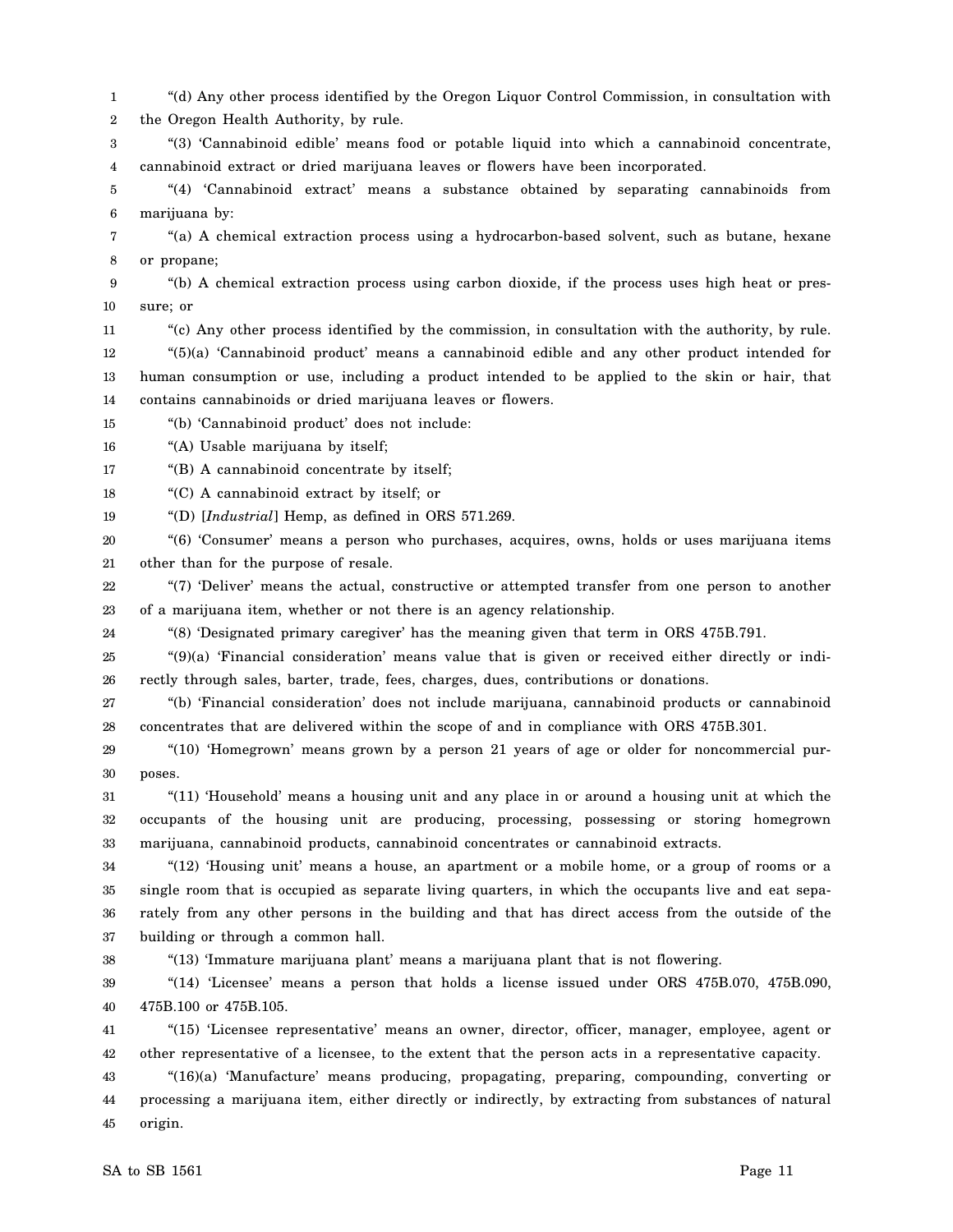"(d) Any other process identified by the Oregon Liquor Control Commission, in consultation with the Oregon Health Authority, by rule.

"(3) 'Cannabinoid edible' means food or potable liquid into which a cannabinoid concentrate, cannabinoid extract or dried marijuana leaves or flowers have been incorporated.

"(4) 'Cannabinoid extract' means a substance obtained by separating cannabinoids from marijuana by:

"(a) A chemical extraction process using a hydrocarbon-based solvent, such as butane, hexane or propane;

"(b) A chemical extraction process using carbon dioxide, if the process uses high heat or pressure; or

"(c) Any other process identified by the commission, in consultation with the authority, by rule.

"(5)(a) 'Cannabinoid product' means a cannabinoid edible and any other product intended for human consumption or use, including a product intended to be applied to the skin or hair, that contains cannabinoids or dried marijuana leaves or flowers.

"(b) 'Cannabinoid product' does not include:

"(A) Usable marijuana by itself;

"(B) A cannabinoid concentrate by itself;

"(C) A cannabinoid extract by itself; or

"(D) [*Industrial*] Hemp, as defined in ORS 571.269.

"(6) 'Consumer' means a person who purchases, acquires, owns, holds or uses marijuana items other than for the purpose of resale.

"(7) 'Deliver' means the actual, constructive or attempted transfer from one person to another of a marijuana item, whether or not there is an agency relationship.

"(8) 'Designated primary caregiver' has the meaning given that term in ORS 475B.791.

"(9)(a) 'Financial consideration' means value that is given or received either directly or indirectly through sales, barter, trade, fees, charges, dues, contributions or donations.

"(b) 'Financial consideration' does not include marijuana, cannabinoid products or cannabinoid concentrates that are delivered within the scope of and in compliance with ORS 475B.301.

"(10) 'Homegrown' means grown by a person 21 years of age or older for noncommercial purposes.

"(11) 'Household' means a housing unit and any place in or around a housing unit at which the occupants of the housing unit are producing, processing, possessing or storing homegrown marijuana, cannabinoid products, cannabinoid concentrates or cannabinoid extracts.

"(12) 'Housing unit' means a house, an apartment or a mobile home, or a group of rooms or a single room that is occupied as separate living quarters, in which the occupants live and eat separately from any other persons in the building and that has direct access from the outside of the building or through a common hall.

"(13) 'Immature marijuana plant' means a marijuana plant that is not flowering.

"(14) 'Licensee' means a person that holds a license issued under ORS 475B.070, 475B.090, 475B.100 or 475B.105.

"(15) 'Licensee representative' means an owner, director, officer, manager, employee, agent or other representative of a licensee, to the extent that the person acts in a representative capacity.

"(16)(a) 'Manufacture' means producing, propagating, preparing, compounding, converting or processing a marijuana item, either directly or indirectly, by extracting from substances of natural origin.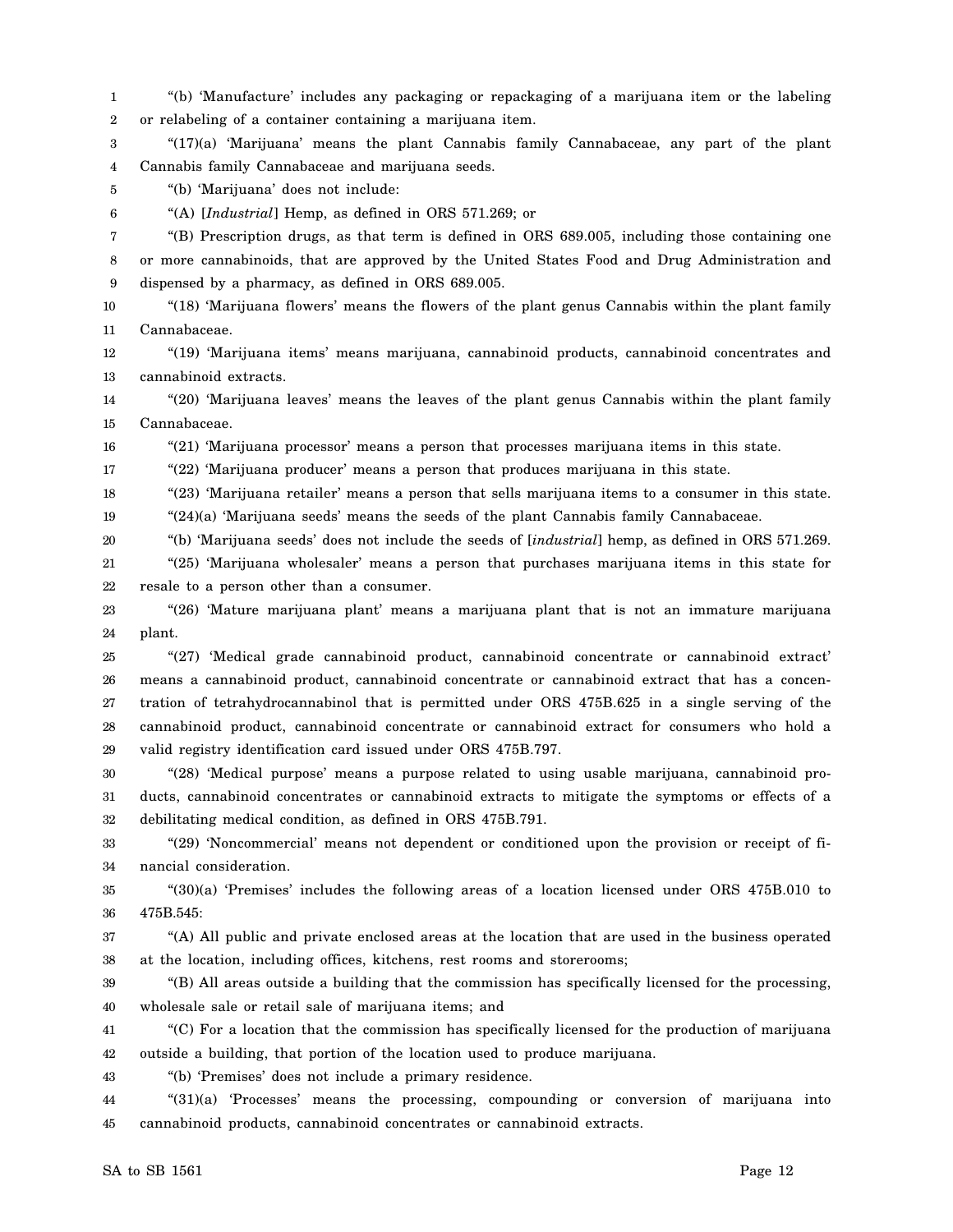"(b) 'Manufacture' includes any packaging or repackaging of a marijuana item or the labeling or relabeling of a container containing a marijuana item.

"(17)(a) 'Marijuana' means the plant Cannabis family Cannabaceae, any part of the plant Cannabis family Cannabaceae and marijuana seeds.

"(b) 'Marijuana' does not include:

"(A) [*Industrial*] Hemp, as defined in ORS 571.269; or

"(B) Prescription drugs, as that term is defined in ORS 689.005, including those containing one or more cannabinoids, that are approved by the United States Food and Drug Administration and dispensed by a pharmacy, as defined in ORS 689.005.

"(18) 'Marijuana flowers' means the flowers of the plant genus Cannabis within the plant family Cannabaceae.

"(19) 'Marijuana items' means marijuana, cannabinoid products, cannabinoid concentrates and cannabinoid extracts.

"(20) 'Marijuana leaves' means the leaves of the plant genus Cannabis within the plant family Cannabaceae.

"(21) 'Marijuana processor' means a person that processes marijuana items in this state.

"(22) 'Marijuana producer' means a person that produces marijuana in this state.

"(23) 'Marijuana retailer' means a person that sells marijuana items to a consumer in this state.

"(24)(a) 'Marijuana seeds' means the seeds of the plant Cannabis family Cannabaceae.

"(b) 'Marijuana seeds' does not include the seeds of [*industrial*] hemp, as defined in ORS 571.269.

"(25) 'Marijuana wholesaler' means a person that purchases marijuana items in this state for resale to a person other than a consumer.

"(26) 'Mature marijuana plant' means a marijuana plant that is not an immature marijuana plant.

"(27) 'Medical grade cannabinoid product, cannabinoid concentrate or cannabinoid extract' means a cannabinoid product, cannabinoid concentrate or cannabinoid extract that has a concentration of tetrahydrocannabinol that is permitted under ORS 475B.625 in a single serving of the cannabinoid product, cannabinoid concentrate or cannabinoid extract for consumers who hold a valid registry identification card issued under ORS 475B.797.

"(28) 'Medical purpose' means a purpose related to using usable marijuana, cannabinoid products, cannabinoid concentrates or cannabinoid extracts to mitigate the symptoms or effects of a debilitating medical condition, as defined in ORS 475B.791.

"(29) 'Noncommercial' means not dependent or conditioned upon the provision or receipt of financial consideration.

"(30)(a) 'Premises' includes the following areas of a location licensed under ORS 475B.010 to 475B.545:

"(A) All public and private enclosed areas at the location that are used in the business operated at the location, including offices, kitchens, rest rooms and storerooms;

"(B) All areas outside a building that the commission has specifically licensed for the processing, wholesale sale or retail sale of marijuana items; and

"(C) For a location that the commission has specifically licensed for the production of marijuana outside a building, that portion of the location used to produce marijuana.

"(b) 'Premises' does not include a primary residence.

"(31)(a) 'Processes' means the processing, compounding or conversion of marijuana into cannabinoid products, cannabinoid concentrates or cannabinoid extracts.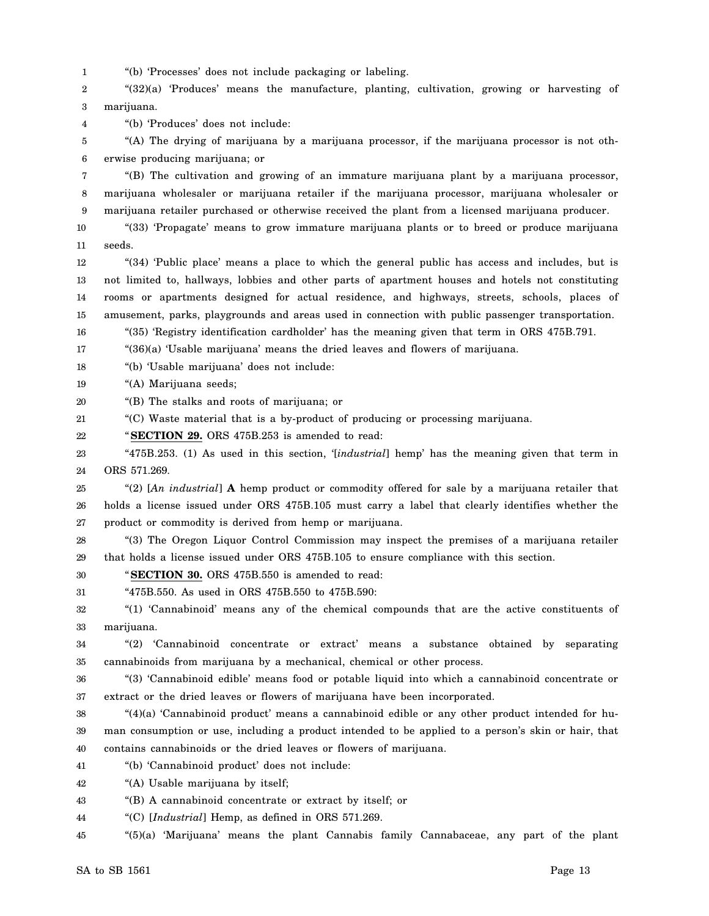"(b) 'Processes' does not include packaging or labeling.

"(32)(a) 'Produces' means the manufacture, planting, cultivation, growing or harvesting of marijuana.

"(b) 'Produces' does not include:

"(A) The drying of marijuana by a marijuana processor, if the marijuana processor is not otherwise producing marijuana; or

"(B) The cultivation and growing of an immature marijuana plant by a marijuana processor, marijuana wholesaler or marijuana retailer if the marijuana processor, marijuana wholesaler or marijuana retailer purchased or otherwise received the plant from a licensed marijuana producer.

"(33) 'Propagate' means to grow immature marijuana plants or to breed or produce marijuana seeds.

"(34) 'Public place' means a place to which the general public has access and includes, but is not limited to, hallways, lobbies and other parts of apartment houses and hotels not constituting rooms or apartments designed for actual residence, and highways, streets, schools, places of amusement, parks, playgrounds and areas used in connection with public passenger transportation.

"(35) 'Registry identification cardholder' has the meaning given that term in ORS 475B.791.

"(36)(a) 'Usable marijuana' means the dried leaves and flowers of marijuana.

"(b) 'Usable marijuana' does not include:

"(A) Marijuana seeds;

"(B) The stalks and roots of marijuana; or

"(C) Waste material that is a by-product of producing or processing marijuana.

"**SECTION 29.** ORS 475B.253 is amended to read:

"475B.253. (1) As used in this section, '[*industrial*] hemp' has the meaning given that term in ORS 571.269.

"(2) [*An industrial*] **A** hemp product or commodity offered for sale by a marijuana retailer that holds a license issued under ORS 475B.105 must carry a label that clearly identifies whether the product or commodity is derived from hemp or marijuana.

"(3) The Oregon Liquor Control Commission may inspect the premises of a marijuana retailer that holds a license issued under ORS 475B.105 to ensure compliance with this section.

"**SECTION 30.** ORS 475B.550 is amended to read:

"475B.550. As used in ORS 475B.550 to 475B.590:

"(1) 'Cannabinoid' means any of the chemical compounds that are the active constituents of marijuana.

"(2) 'Cannabinoid concentrate or extract' means a substance obtained by separating cannabinoids from marijuana by a mechanical, chemical or other process.

"(3) 'Cannabinoid edible' means food or potable liquid into which a cannabinoid concentrate or extract or the dried leaves or flowers of marijuana have been incorporated.

"(4)(a) 'Cannabinoid product' means a cannabinoid edible or any other product intended for human consumption or use, including a product intended to be applied to a person's skin or hair, that contains cannabinoids or the dried leaves or flowers of marijuana.

"(b) 'Cannabinoid product' does not include:

"(A) Usable marijuana by itself;

"(B) A cannabinoid concentrate or extract by itself; or

"(C) [*Industrial*] Hemp, as defined in ORS 571.269.

"(5)(a) 'Marijuana' means the plant Cannabis family Cannabaceae, any part of the plant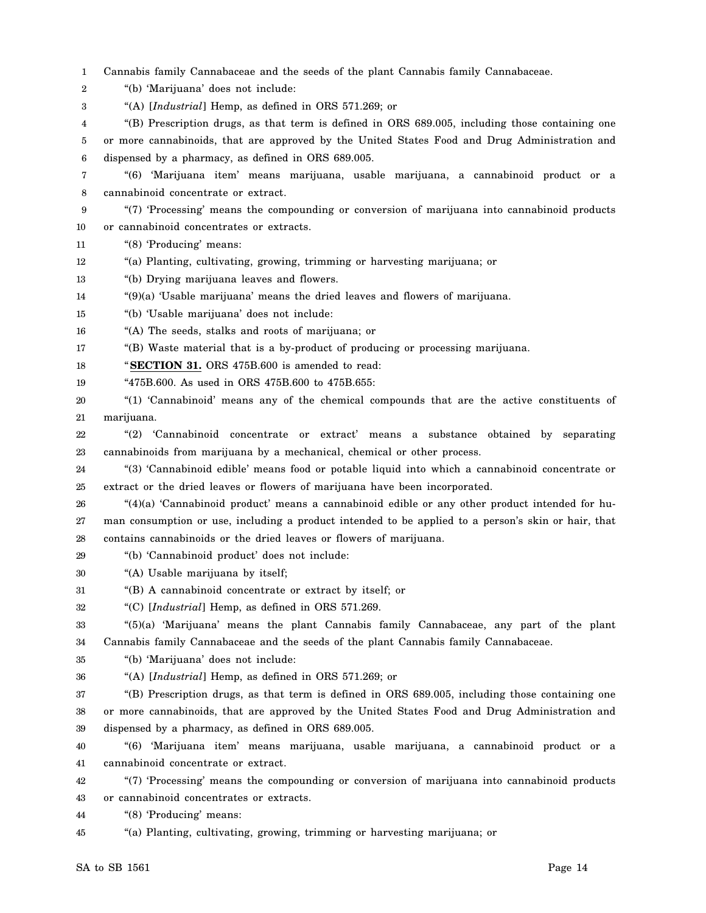Cannabis family Cannabaceae and the seeds of the plant Cannabis family Cannabaceae.

"(b) 'Marijuana' does not include:

"(A) [*Industrial*] Hemp, as defined in ORS 571.269; or

"(B) Prescription drugs, as that term is defined in ORS 689.005, including those containing one or more cannabinoids, that are approved by the United States Food and Drug Administration and dispensed by a pharmacy, as defined in ORS 689.005.

"(6) 'Marijuana item' means marijuana, usable marijuana, a cannabinoid product or a cannabinoid concentrate or extract.

"(7) 'Processing' means the compounding or conversion of marijuana into cannabinoid products or cannabinoid concentrates or extracts.

"(8) 'Producing' means:

"(a) Planting, cultivating, growing, trimming or harvesting marijuana; or

"(b) Drying marijuana leaves and flowers.

"(9)(a) 'Usable marijuana' means the dried leaves and flowers of marijuana.

"(b) 'Usable marijuana' does not include:

"(A) The seeds, stalks and roots of marijuana; or

"(B) Waste material that is a by-product of producing or processing marijuana.

"**SECTION 31.** ORS 475B.600 is amended to read:

"475B.600. As used in ORS 475B.600 to 475B.655:

"(1) 'Cannabinoid' means any of the chemical compounds that are the active constituents of marijuana.

"(2) 'Cannabinoid concentrate or extract' means a substance obtained by separating cannabinoids from marijuana by a mechanical, chemical or other process.

"(3) 'Cannabinoid edible' means food or potable liquid into which a cannabinoid concentrate or extract or the dried leaves or flowers of marijuana have been incorporated.

"(4)(a) 'Cannabinoid product' means a cannabinoid edible or any other product intended for human consumption or use, including a product intended to be applied to a person's skin or hair, that contains cannabinoids or the dried leaves or flowers of marijuana.

"(b) 'Cannabinoid product' does not include:

"(A) Usable marijuana by itself;

"(B) A cannabinoid concentrate or extract by itself; or

"(C) [*Industrial*] Hemp, as defined in ORS 571.269.

"(5)(a) 'Marijuana' means the plant Cannabis family Cannabaceae, any part of the plant Cannabis family Cannabaceae and the seeds of the plant Cannabis family Cannabaceae.

"(b) 'Marijuana' does not include:

"(A) [*Industrial*] Hemp, as defined in ORS 571.269; or

"(B) Prescription drugs, as that term is defined in ORS 689.005, including those containing one or more cannabinoids, that are approved by the United States Food and Drug Administration and dispensed by a pharmacy, as defined in ORS 689.005.

"(6) 'Marijuana item' means marijuana, usable marijuana, a cannabinoid product or a cannabinoid concentrate or extract.

"(7) 'Processing' means the compounding or conversion of marijuana into cannabinoid products or cannabinoid concentrates or extracts.

"(8) 'Producing' means:

"(a) Planting, cultivating, growing, trimming or harvesting marijuana; or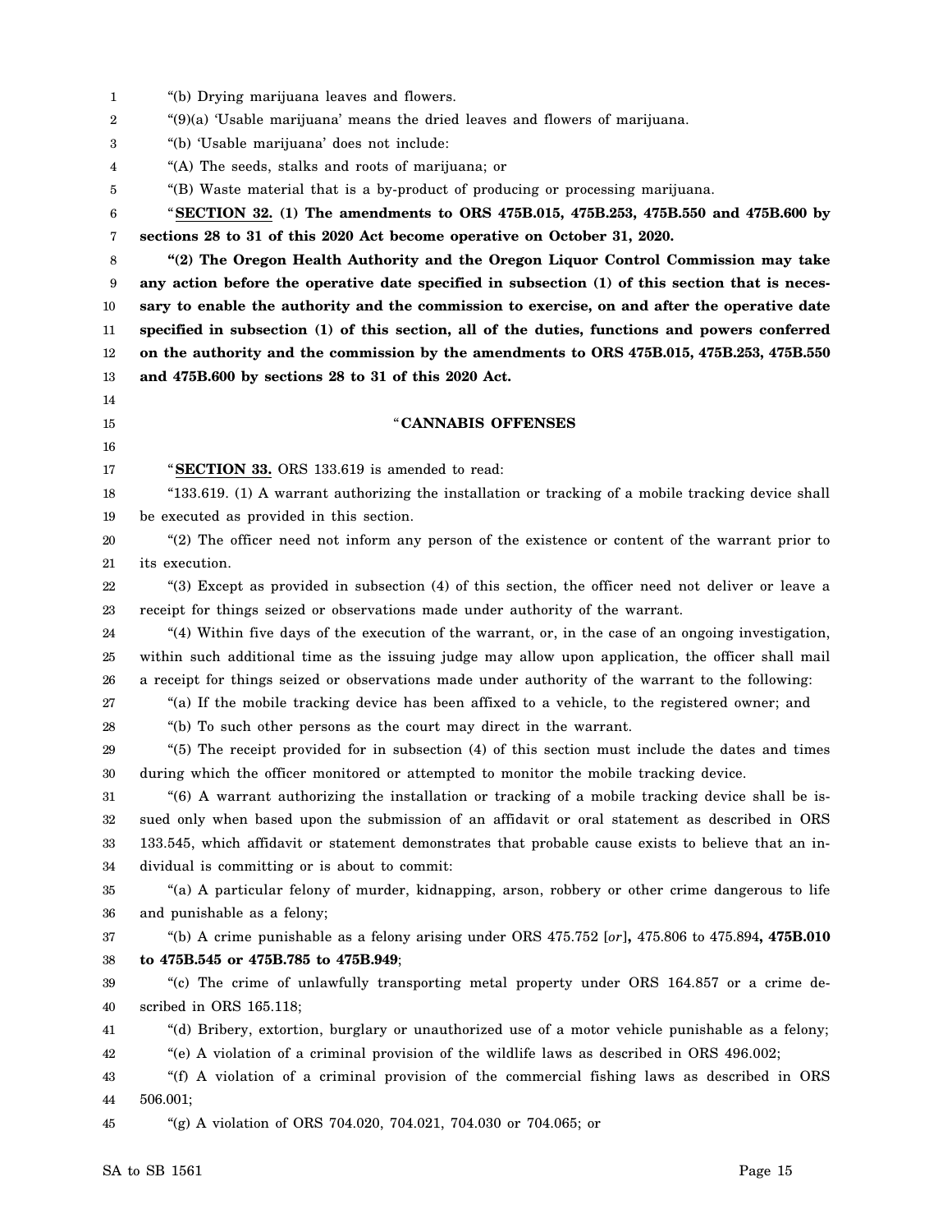"(b) Drying marijuana leaves and flowers.

"(9)(a) 'Usable marijuana' means the dried leaves and flowers of marijuana.

"(b) 'Usable marijuana' does not include:

"(A) The seeds, stalks and roots of marijuana; or

"(B) Waste material that is a by-product of producing or processing marijuana.

"**SECTION 32. (1) The amendments to ORS 475B.015, 475B.253, 475B.550 and 475B.600 by sections 28 to 31 of this 2020 Act become operative on October 31, 2020.**

**"(2) The Oregon Health Authority and the Oregon Liquor Control Commission may take any action before the operative date specified in subsection (1) of this section that is necessary to enable the authority and the commission to exercise, on and after the operative date specified in subsection (1) of this section, all of the duties, functions and powers conferred on the authority and the commission by the amendments to ORS 475B.015, 475B.253, 475B.550 and 475B.600 by sections 28 to 31 of this 2020 Act.**

"**CANNABIS OFFENSES**

"**SECTION 33.** ORS 133.619 is amended to read:

"133.619. (1) A warrant authorizing the installation or tracking of a mobile tracking device shall be executed as provided in this section.

"(2) The officer need not inform any person of the existence or content of the warrant prior to its execution.

"(3) Except as provided in subsection (4) of this section, the officer need not deliver or leave a receipt for things seized or observations made under authority of the warrant.

"(4) Within five days of the execution of the warrant, or, in the case of an ongoing investigation, within such additional time as the issuing judge may allow upon application, the officer shall mail a receipt for things seized or observations made under authority of the warrant to the following:

"(a) If the mobile tracking device has been affixed to a vehicle, to the registered owner; and

"(b) To such other persons as the court may direct in the warrant.

"(5) The receipt provided for in subsection (4) of this section must include the dates and times during which the officer monitored or attempted to monitor the mobile tracking device.

"(6) A warrant authorizing the installation or tracking of a mobile tracking device shall be issued only when based upon the submission of an affidavit or oral statement as described in ORS 133.545, which affidavit or statement demonstrates that probable cause exists to believe that an individual is committing or is about to commit:

"(a) A particular felony of murder, kidnapping, arson, robbery or other crime dangerous to life and punishable as a felony;

"(b) A crime punishable as a felony arising under ORS 475.752 [*or*]**,** 475.806 to 475.894**, 475B.010 to 475B.545 or 475B.785 to 475B.949**;

"(c) The crime of unlawfully transporting metal property under ORS 164.857 or a crime described in ORS 165.118;

"(d) Bribery, extortion, burglary or unauthorized use of a motor vehicle punishable as a felony;

"(e) A violation of a criminal provision of the wildlife laws as described in ORS 496.002;

"(f) A violation of a criminal provision of the commercial fishing laws as described in ORS 506.001;

"(g) A violation of ORS 704.020, 704.021, 704.030 or 704.065; or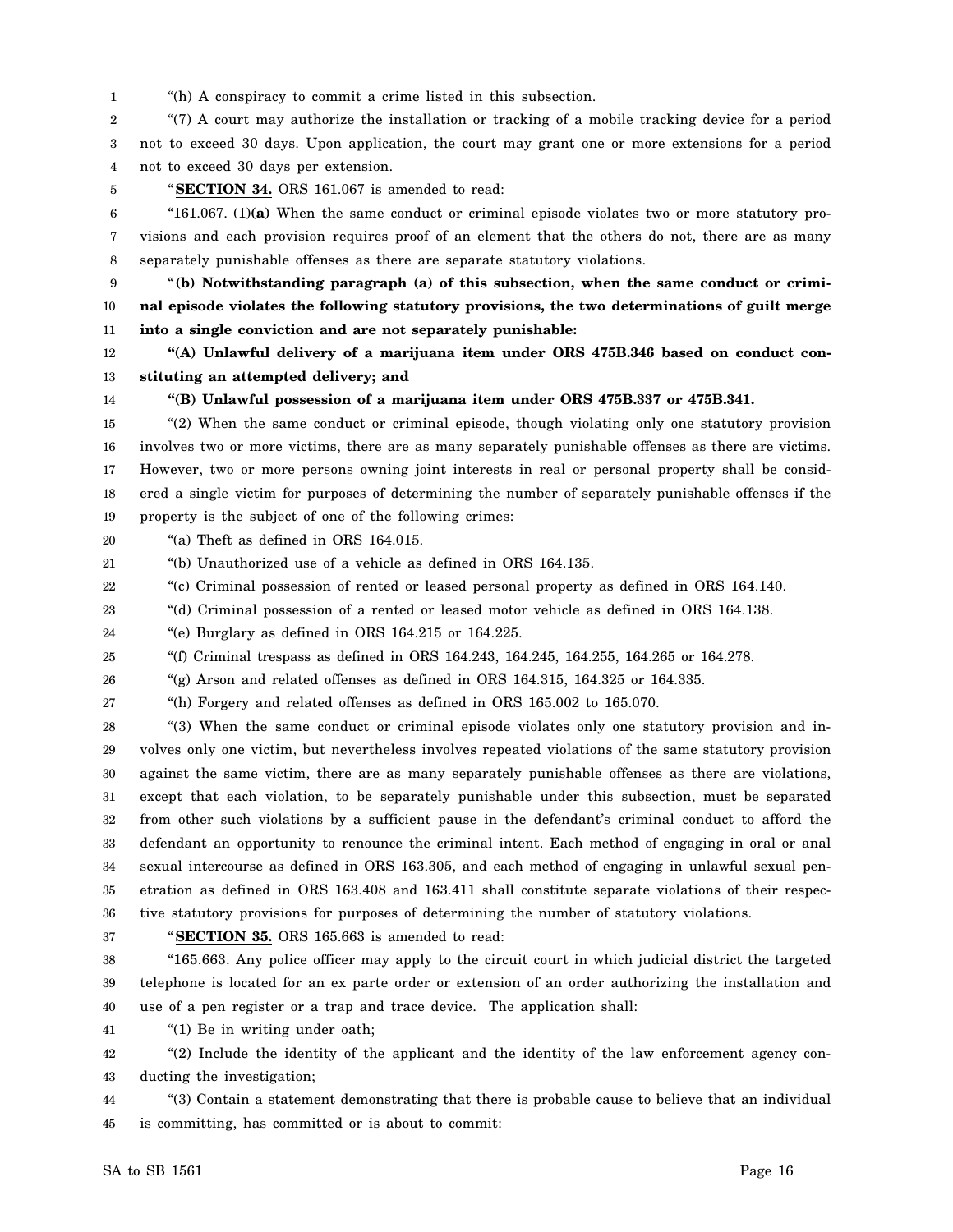"(h) A conspiracy to commit a crime listed in this subsection.

"(7) A court may authorize the installation or tracking of a mobile tracking device for a period not to exceed 30 days. Upon application, the court may grant one or more extensions for a period not to exceed 30 days per extension.

"**SECTION 34.** ORS 161.067 is amended to read:

"161.067. (1)**(a)** When the same conduct or criminal episode violates two or more statutory provisions and each provision requires proof of an element that the others do not, there are as many separately punishable offenses as there are separate statutory violations.

"**(b) Notwithstanding paragraph (a) of this subsection, when the same conduct or criminal episode violates the following statutory provisions, the two determinations of guilt merge into a single conviction and are not separately punishable:**

**"(A) Unlawful delivery of a marijuana item under ORS 475B.346 based on conduct constituting an attempted delivery; and**

**"(B) Unlawful possession of a marijuana item under ORS 475B.337 or 475B.341.**

"(2) When the same conduct or criminal episode, though violating only one statutory provision involves two or more victims, there are as many separately punishable offenses as there are victims. However, two or more persons owning joint interests in real or personal property shall be considered a single victim for purposes of determining the number of separately punishable offenses if the property is the subject of one of the following crimes:

"(a) Theft as defined in ORS 164.015.

"(b) Unauthorized use of a vehicle as defined in ORS 164.135.

"(c) Criminal possession of rented or leased personal property as defined in ORS 164.140.

"(d) Criminal possession of a rented or leased motor vehicle as defined in ORS 164.138.

"(e) Burglary as defined in ORS 164.215 or 164.225.

"(f) Criminal trespass as defined in ORS 164.243, 164.245, 164.255, 164.265 or 164.278.

"(g) Arson and related offenses as defined in ORS 164.315, 164.325 or 164.335.

"(h) Forgery and related offenses as defined in ORS 165.002 to 165.070.

"(3) When the same conduct or criminal episode violates only one statutory provision and involves only one victim, but nevertheless involves repeated violations of the same statutory provision against the same victim, there are as many separately punishable offenses as there are violations, except that each violation, to be separately punishable under this subsection, must be separated from other such violations by a sufficient pause in the defendant's criminal conduct to afford the defendant an opportunity to renounce the criminal intent. Each method of engaging in oral or anal sexual intercourse as defined in ORS 163.305, and each method of engaging in unlawful sexual penetration as defined in ORS 163.408 and 163.411 shall constitute separate violations of their respective statutory provisions for purposes of determining the number of statutory violations.

"**SECTION 35.** ORS 165.663 is amended to read:

"165.663. Any police officer may apply to the circuit court in which judicial district the targeted telephone is located for an ex parte order or extension of an order authorizing the installation and use of a pen register or a trap and trace device. The application shall:

"(1) Be in writing under oath;

"(2) Include the identity of the applicant and the identity of the law enforcement agency conducting the investigation;

"(3) Contain a statement demonstrating that there is probable cause to believe that an individual is committing, has committed or is about to commit: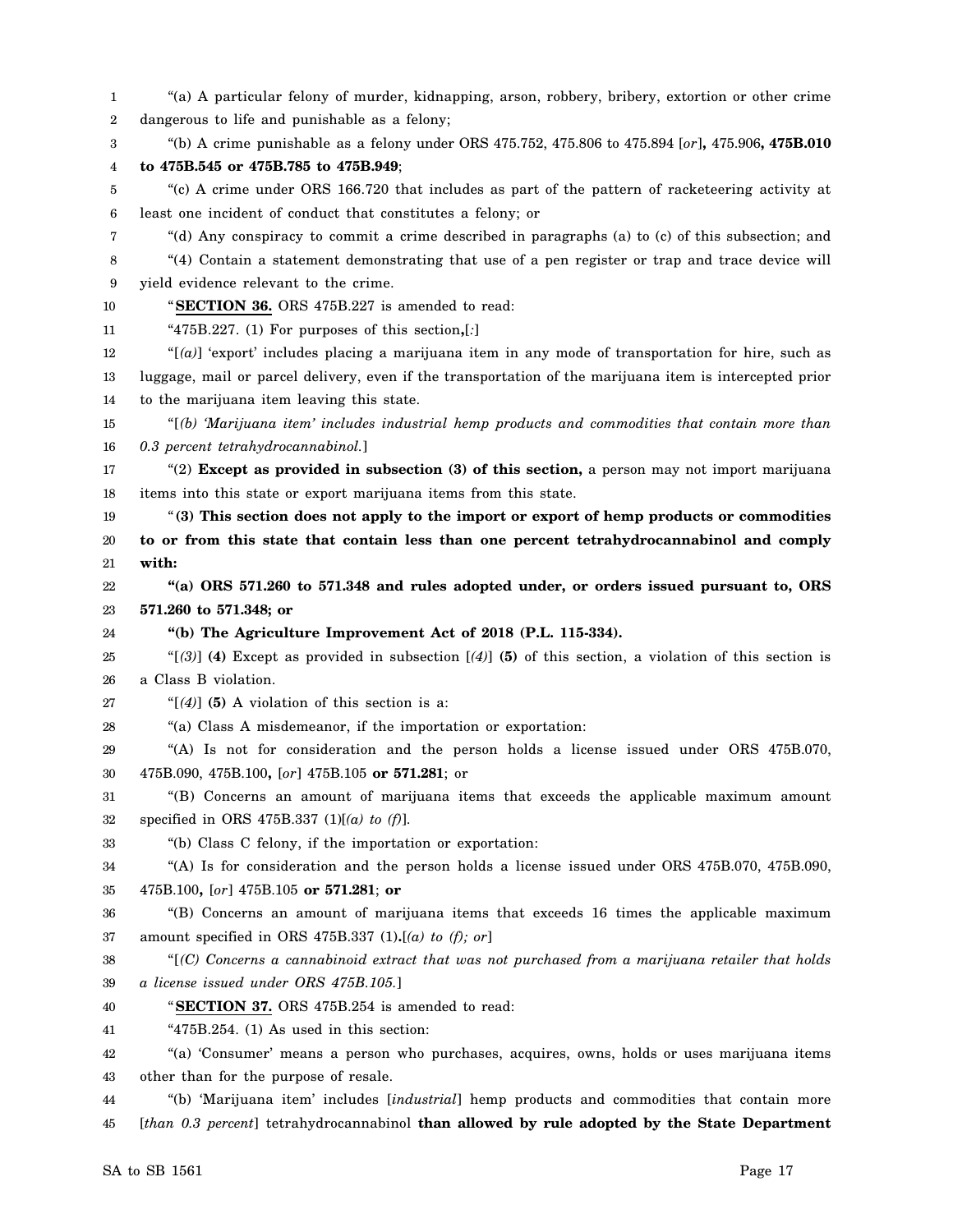"(a) A particular felony of murder, kidnapping, arson, robbery, bribery, extortion or other crime dangerous to life and punishable as a felony;

"(b) A crime punishable as a felony under ORS 475.752, 475.806 to 475.894 [*or*]**,** 475.906**, 475B.010 to 475B.545 or 475B.785 to 475B.949**;

"(c) A crime under ORS 166.720 that includes as part of the pattern of racketeering activity at least one incident of conduct that constitutes a felony; or

"(d) Any conspiracy to commit a crime described in paragraphs (a) to (c) of this subsection; and

"(4) Contain a statement demonstrating that use of a pen register or trap and trace device will yield evidence relevant to the crime.

"**SECTION 36.** ORS 475B.227 is amended to read:

"475B.227. (1) For purposes of this section**,**[*:*]

"[*(a)*] 'export' includes placing a marijuana item in any mode of transportation for hire, such as luggage, mail or parcel delivery, even if the transportation of the marijuana item is intercepted prior to the marijuana item leaving this state.

"[*(b) 'Marijuana item' includes industrial hemp products and commodities that contain more than 0.3 percent tetrahydrocannabinol.*]

"(2) **Except as provided in subsection (3) of this section,** a person may not import marijuana items into this state or export marijuana items from this state.

"**(3) This section does not apply to the import or export of hemp products or commodities to or from this state that contain less than one percent tetrahydrocannabinol and comply with:**

**"(a) ORS 571.260 to 571.348 and rules adopted under, or orders issued pursuant to, ORS 571.260 to 571.348; or**

**"(b) The Agriculture Improvement Act of 2018 (P.L. 115-334).**

"[*(3)*] **(4)** Except as provided in subsection [*(4)*] **(5)** of this section, a violation of this section is a Class B violation.

"[*(4)*] **(5)** A violation of this section is a:

"(a) Class A misdemeanor, if the importation or exportation:

"(A) Is not for consideration and the person holds a license issued under ORS 475B.070, 475B.090, 475B.100**,** [*or*] 475B.105 **or 571.281**; or

"(B) Concerns an amount of marijuana items that exceeds the applicable maximum amount specified in ORS 475B.337 (1)[*(a) to (f)*].

"(b) Class C felony, if the importation or exportation:

"(A) Is for consideration and the person holds a license issued under ORS 475B.070, 475B.090, 475B.100**,** [*or*] 475B.105 **or 571.281**; **or**

"(B) Concerns an amount of marijuana items that exceeds 16 times the applicable maximum amount specified in ORS 475B.337 (1)**.**[*(a) to (f); or*]

"[*(C) Concerns a cannabinoid extract that was not purchased from a marijuana retailer that holds a license issued under ORS 475B.105.*]

"**SECTION 37.** ORS 475B.254 is amended to read:

"475B.254. (1) As used in this section:

"(a) 'Consumer' means a person who purchases, acquires, owns, holds or uses marijuana items other than for the purpose of resale.

"(b) 'Marijuana item' includes [*industrial*] hemp products and commodities that contain more [*than 0.3 percent*] tetrahydrocannabinol **than allowed by rule adopted by the State Department**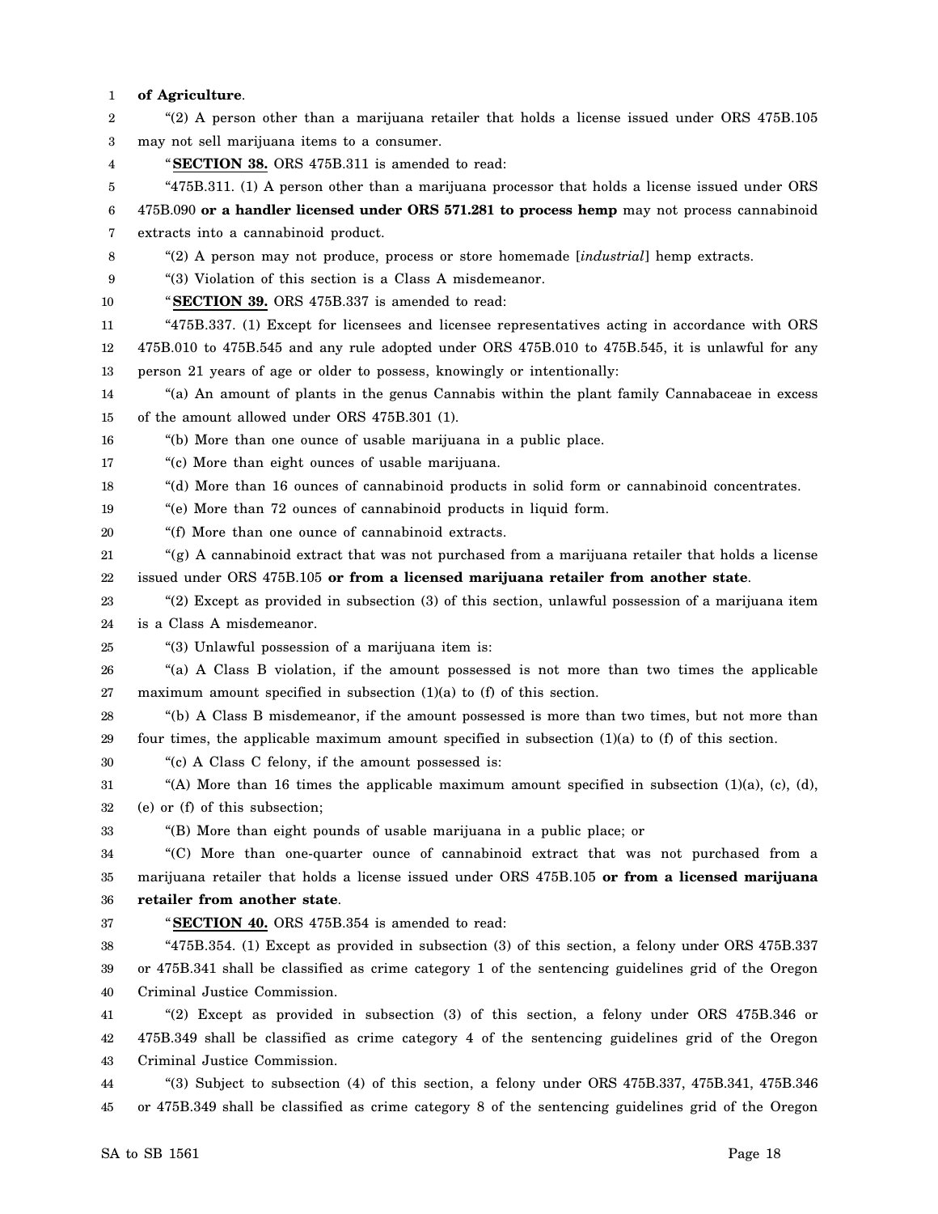**of Agriculture**.

"(2) A person other than a marijuana retailer that holds a license issued under ORS 475B.105 may not sell marijuana items to a consumer.

"**SECTION 38.** ORS 475B.311 is amended to read:

"475B.311. (1) A person other than a marijuana processor that holds a license issued under ORS 475B.090 **or a handler licensed under ORS 571.281 to process hemp** may not process cannabinoid extracts into a cannabinoid product.

"(2) A person may not produce, process or store homemade [*industrial*] hemp extracts.

"(3) Violation of this section is a Class A misdemeanor.

"**SECTION 39.** ORS 475B.337 is amended to read:

"475B.337. (1) Except for licensees and licensee representatives acting in accordance with ORS 475B.010 to 475B.545 and any rule adopted under ORS 475B.010 to 475B.545, it is unlawful for any person 21 years of age or older to possess, knowingly or intentionally:

"(a) An amount of plants in the genus Cannabis within the plant family Cannabaceae in excess of the amount allowed under ORS 475B.301 (1).

"(b) More than one ounce of usable marijuana in a public place.

"(c) More than eight ounces of usable marijuana.

"(d) More than 16 ounces of cannabinoid products in solid form or cannabinoid concentrates.

"(e) More than 72 ounces of cannabinoid products in liquid form.

"(f) More than one ounce of cannabinoid extracts.

"(g) A cannabinoid extract that was not purchased from a marijuana retailer that holds a license issued under ORS 475B.105 **or from a licensed marijuana retailer from another state**.

"(2) Except as provided in subsection (3) of this section, unlawful possession of a marijuana item is a Class A misdemeanor.

"(3) Unlawful possession of a marijuana item is:

"(a) A Class B violation, if the amount possessed is not more than two times the applicable maximum amount specified in subsection (1)(a) to (f) of this section.

"(b) A Class B misdemeanor, if the amount possessed is more than two times, but not more than four times, the applicable maximum amount specified in subsection (1)(a) to (f) of this section.

"(c) A Class C felony, if the amount possessed is:

"(A) More than 16 times the applicable maximum amount specified in subsection (1)(a), (c), (d), (e) or (f) of this subsection;

"(B) More than eight pounds of usable marijuana in a public place; or

"(C) More than one-quarter ounce of cannabinoid extract that was not purchased from a marijuana retailer that holds a license issued under ORS 475B.105 **or from a licensed marijuana retailer from another state**.

"**SECTION 40.** ORS 475B.354 is amended to read:

"475B.354. (1) Except as provided in subsection (3) of this section, a felony under ORS 475B.337 or 475B.341 shall be classified as crime category 1 of the sentencing guidelines grid of the Oregon Criminal Justice Commission.

"(2) Except as provided in subsection (3) of this section, a felony under ORS 475B.346 or 475B.349 shall be classified as crime category 4 of the sentencing guidelines grid of the Oregon Criminal Justice Commission.

"(3) Subject to subsection (4) of this section, a felony under ORS 475B.337, 475B.341, 475B.346 or 475B.349 shall be classified as crime category 8 of the sentencing guidelines grid of the Oregon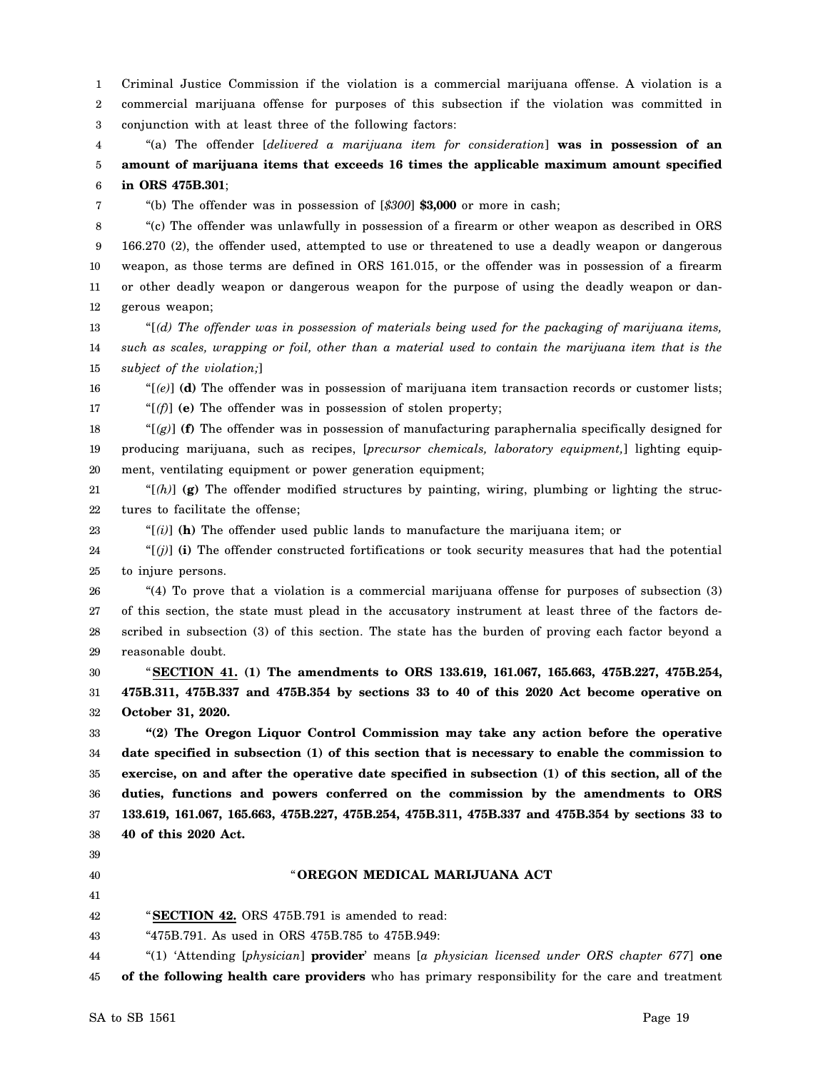Criminal Justice Commission if the violation is a commercial marijuana offense. A violation is a commercial marijuana offense for purposes of this subsection if the violation was committed in conjunction with at least three of the following factors:

"(a) The offender [*delivered a marijuana item for consideration*] **was in possession of an amount of marijuana items that exceeds 16 times the applicable maximum amount specified in ORS 475B.301**;

"(b) The offender was in possession of [*$300*] **$3,000** or more in cash;

"(c) The offender was unlawfully in possession of a firearm or other weapon as described in ORS 166.270 (2), the offender used, attempted to use or threatened to use a deadly weapon or dangerous weapon, as those terms are defined in ORS 161.015, or the offender was in possession of a firearm or other deadly weapon or dangerous weapon for the purpose of using the deadly weapon or dangerous weapon;

"[*(d) The offender was in possession of materials being used for the packaging of marijuana items, such as scales, wrapping or foil, other than a material used to contain the marijuana item that is the subject of the violation;*]

"[*(e)*] **(d)** The offender was in possession of marijuana item transaction records or customer lists;

"[*(f)*] **(e)** The offender was in possession of stolen property;

"[*(g)*] **(f)** The offender was in possession of manufacturing paraphernalia specifically designed for producing marijuana, such as recipes, [*precursor chemicals, laboratory equipment,*] lighting equipment, ventilating equipment or power generation equipment;

"[*(h)*] **(g)** The offender modified structures by painting, wiring, plumbing or lighting the structures to facilitate the offense;

"[*(i)*] **(h)** The offender used public lands to manufacture the marijuana item; or

"[*(j)*] **(i)** The offender constructed fortifications or took security measures that had the potential to injure persons.

"(4) To prove that a violation is a commercial marijuana offense for purposes of subsection (3) of this section, the state must plead in the accusatory instrument at least three of the factors described in subsection (3) of this section. The state has the burden of proving each factor beyond a reasonable doubt.

"**SECTION 41. (1) The amendments to ORS 133.619, 161.067, 165.663, 475B.227, 475B.254, 475B.311, 475B.337 and 475B.354 by sections 33 to 40 of this 2020 Act become operative on October 31, 2020.**

**"(2) The Oregon Liquor Control Commission may take any action before the operative date specified in subsection (1) of this section that is necessary to enable the commission to exercise, on and after the operative date specified in subsection (1) of this section, all of the duties, functions and powers conferred on the commission by the amendments to ORS 133.619, 161.067, 165.663, 475B.227, 475B.254, 475B.311, 475B.337 and 475B.354 by sections 33 to 40 of this 2020 Act.**

## "OREGON MEDICAL MARIJUANA ACT

"**SECTION 42.** ORS 475B.791 is amended to read:

"475B.791. As used in ORS 475B.785 to 475B.949:

"(1) 'Attending [*physician*] **provider**' means [*a physician licensed under ORS chapter 677*] **one of the following health care providers** who has primary responsibility for the care and treatment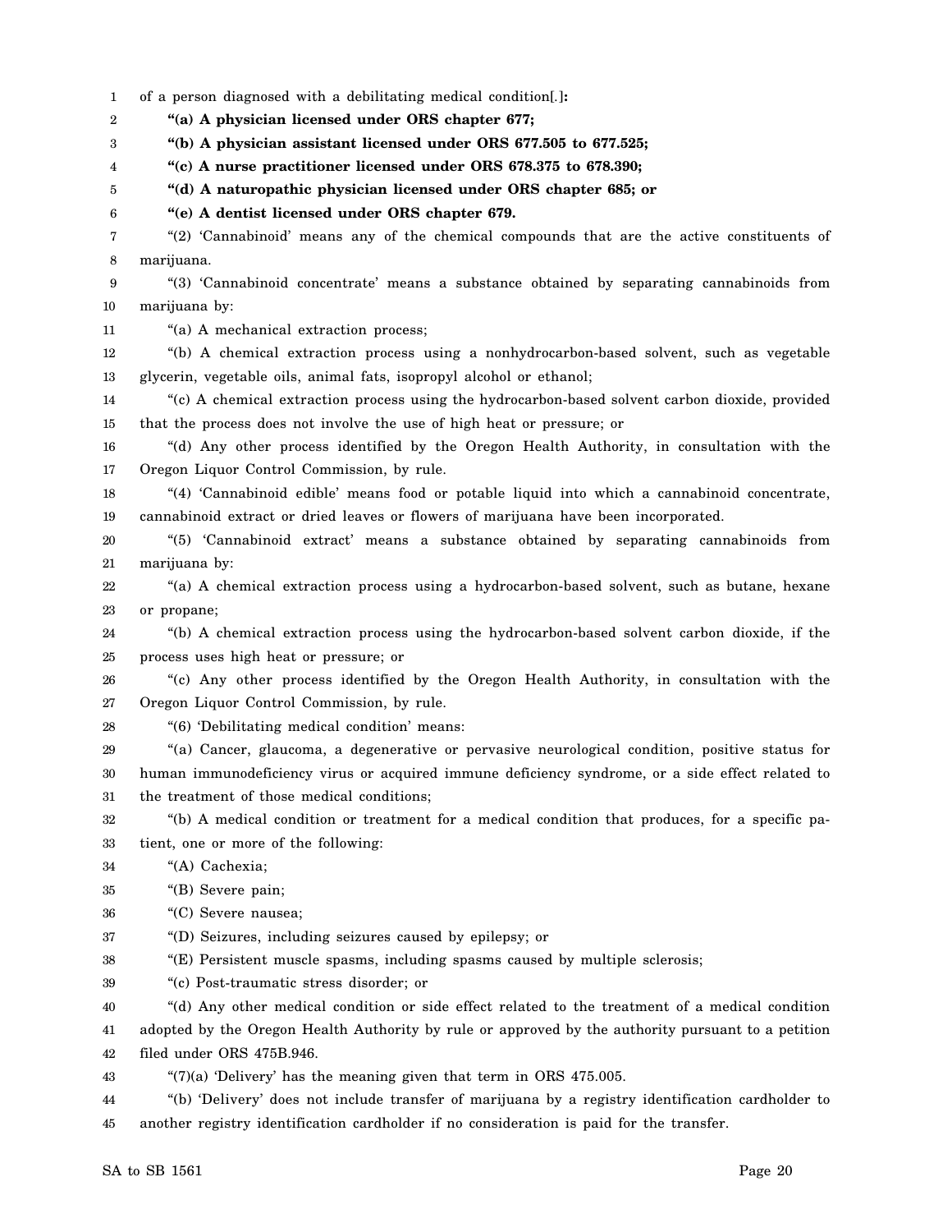of a person diagnosed with a debilitating medical condition[.]**:**

**"(a) A physician licensed under ORS chapter 677;**

**"(b) A physician assistant licensed under ORS 677.505 to 677.525;**

**"(c) A nurse practitioner licensed under ORS 678.375 to 678.390;**

**"(d) A naturopathic physician licensed under ORS chapter 685; or**

**"(e) A dentist licensed under ORS chapter 679.**

"(2) 'Cannabinoid' means any of the chemical compounds that are the active constituents of marijuana.

"(3) 'Cannabinoid concentrate' means a substance obtained by separating cannabinoids from marijuana by:

"(a) A mechanical extraction process;

"(b) A chemical extraction process using a nonhydrocarbon-based solvent, such as vegetable glycerin, vegetable oils, animal fats, isopropyl alcohol or ethanol;

"(c) A chemical extraction process using the hydrocarbon-based solvent carbon dioxide, provided that the process does not involve the use of high heat or pressure; or

"(d) Any other process identified by the Oregon Health Authority, in consultation with the Oregon Liquor Control Commission, by rule.

"(4) 'Cannabinoid edible' means food or potable liquid into which a cannabinoid concentrate, cannabinoid extract or dried leaves or flowers of marijuana have been incorporated.

"(5) 'Cannabinoid extract' means a substance obtained by separating cannabinoids from marijuana by:

"(a) A chemical extraction process using a hydrocarbon-based solvent, such as butane, hexane or propane;

"(b) A chemical extraction process using the hydrocarbon-based solvent carbon dioxide, if the process uses high heat or pressure; or

"(c) Any other process identified by the Oregon Health Authority, in consultation with the Oregon Liquor Control Commission, by rule.

"(6) 'Debilitating medical condition' means:

"(a) Cancer, glaucoma, a degenerative or pervasive neurological condition, positive status for human immunodeficiency virus or acquired immune deficiency syndrome, or a side effect related to the treatment of those medical conditions;

"(b) A medical condition or treatment for a medical condition that produces, for a specific patient, one or more of the following:

"(A) Cachexia;

"(B) Severe pain;

"(C) Severe nausea;

"(D) Seizures, including seizures caused by epilepsy; or

"(E) Persistent muscle spasms, including spasms caused by multiple sclerosis;

"(c) Post-traumatic stress disorder; or

"(d) Any other medical condition or side effect related to the treatment of a medical condition adopted by the Oregon Health Authority by rule or approved by the authority pursuant to a petition filed under ORS 475B.946.

"(7)(a) 'Delivery' has the meaning given that term in ORS 475.005.

"(b) 'Delivery' does not include transfer of marijuana by a registry identification cardholder to another registry identification cardholder if no consideration is paid for the transfer.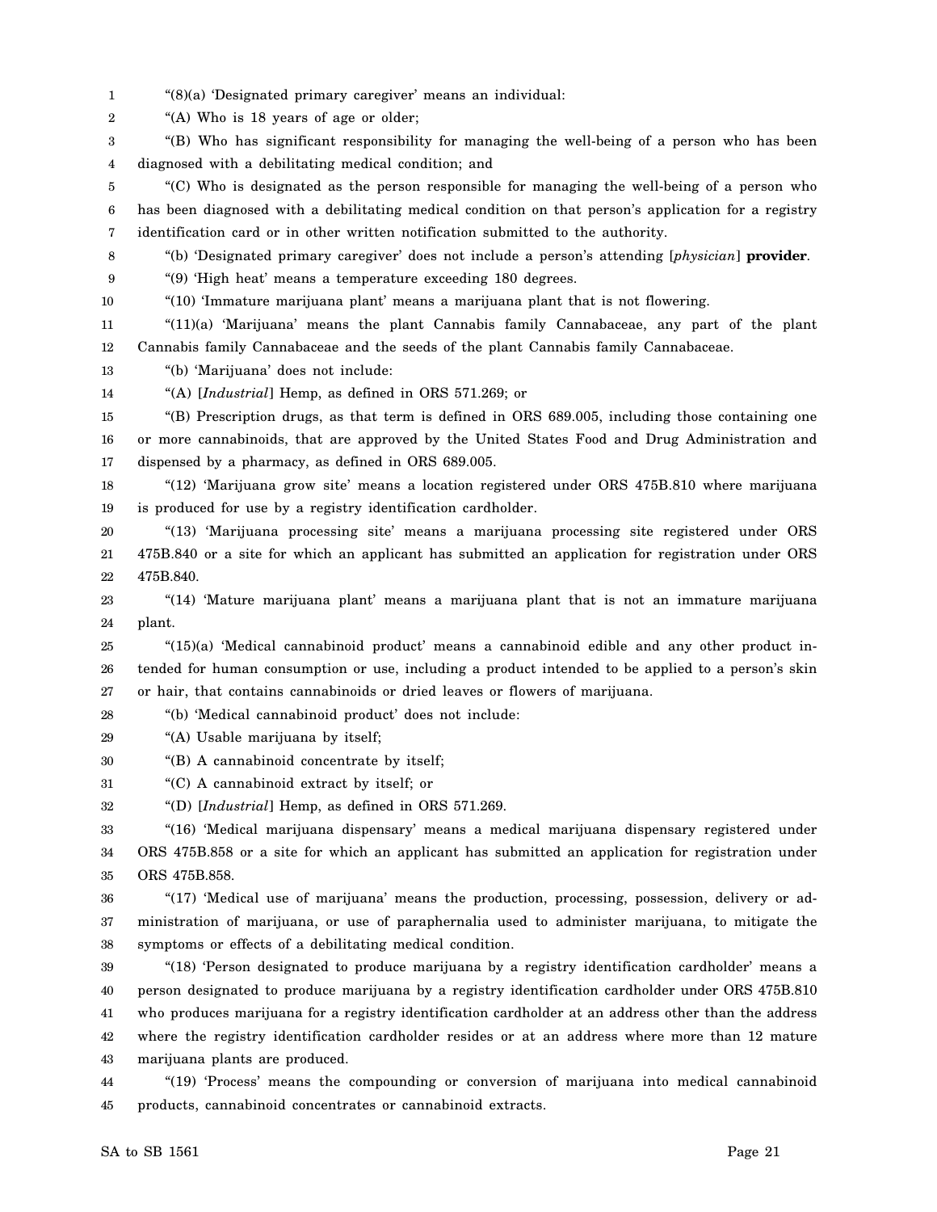"(8)(a) 'Designated primary caregiver' means an individual:

"(A) Who is 18 years of age or older;

"(B) Who has significant responsibility for managing the well-being of a person who has been diagnosed with a debilitating medical condition; and

"(C) Who is designated as the person responsible for managing the well-being of a person who has been diagnosed with a debilitating medical condition on that person's application for a registry identification card or in other written notification submitted to the authority.

"(b) 'Designated primary caregiver' does not include a person's attending [*physician*] **provider**.

"(9) 'High heat' means a temperature exceeding 180 degrees.

"(10) 'Immature marijuana plant' means a marijuana plant that is not flowering.

"(11)(a) 'Marijuana' means the plant Cannabis family Cannabaceae, any part of the plant Cannabis family Cannabaceae and the seeds of the plant Cannabis family Cannabaceae.

"(b) 'Marijuana' does not include:

"(A) [*Industrial*] Hemp, as defined in ORS 571.269; or

"(B) Prescription drugs, as that term is defined in ORS 689.005, including those containing one or more cannabinoids, that are approved by the United States Food and Drug Administration and dispensed by a pharmacy, as defined in ORS 689.005.

"(12) 'Marijuana grow site' means a location registered under ORS 475B.810 where marijuana is produced for use by a registry identification cardholder.

"(13) 'Marijuana processing site' means a marijuana processing site registered under ORS 475B.840 or a site for which an applicant has submitted an application for registration under ORS 475B.840.

"(14) 'Mature marijuana plant' means a marijuana plant that is not an immature marijuana plant.

"(15)(a) 'Medical cannabinoid product' means a cannabinoid edible and any other product intended for human consumption or use, including a product intended to be applied to a person's skin or hair, that contains cannabinoids or dried leaves or flowers of marijuana.

"(b) 'Medical cannabinoid product' does not include:

"(A) Usable marijuana by itself;

"(B) A cannabinoid concentrate by itself;

"(C) A cannabinoid extract by itself; or

"(D) [*Industrial*] Hemp, as defined in ORS 571.269.

"(16) 'Medical marijuana dispensary' means a medical marijuana dispensary registered under ORS 475B.858 or a site for which an applicant has submitted an application for registration under ORS 475B.858.

"(17) 'Medical use of marijuana' means the production, processing, possession, delivery or administration of marijuana, or use of paraphernalia used to administer marijuana, to mitigate the symptoms or effects of a debilitating medical condition.

"(18) 'Person designated to produce marijuana by a registry identification cardholder' means a person designated to produce marijuana by a registry identification cardholder under ORS 475B.810 who produces marijuana for a registry identification cardholder at an address other than the address where the registry identification cardholder resides or at an address where more than 12 mature marijuana plants are produced.

"(19) 'Process' means the compounding or conversion of marijuana into medical cannabinoid products, cannabinoid concentrates or cannabinoid extracts.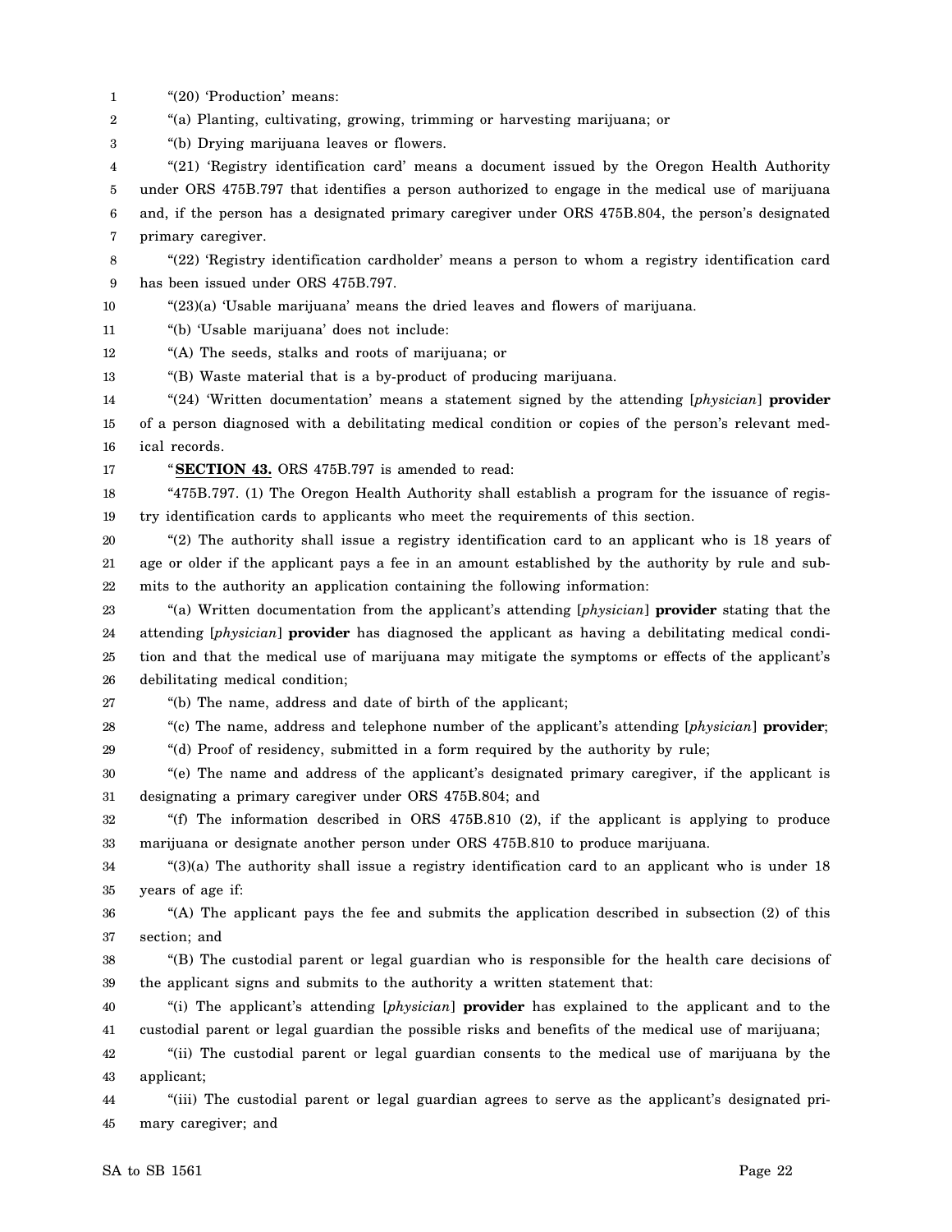"(20) 'Production' means:

"(a) Planting, cultivating, growing, trimming or harvesting marijuana; or

"(b) Drying marijuana leaves or flowers.

"(21) 'Registry identification card' means a document issued by the Oregon Health Authority under ORS 475B.797 that identifies a person authorized to engage in the medical use of marijuana and, if the person has a designated primary caregiver under ORS 475B.804, the person's designated primary caregiver.

"(22) 'Registry identification cardholder' means a person to whom a registry identification card has been issued under ORS 475B.797.

"(23)(a) 'Usable marijuana' means the dried leaves and flowers of marijuana.

"(b) 'Usable marijuana' does not include:

"(A) The seeds, stalks and roots of marijuana; or

"(B) Waste material that is a by-product of producing marijuana.

"(24) 'Written documentation' means a statement signed by the attending [*physician*] **provider** of a person diagnosed with a debilitating medical condition or copies of the person's relevant medical records.

"**SECTION 43.** ORS 475B.797 is amended to read:

"475B.797. (1) The Oregon Health Authority shall establish a program for the issuance of registry identification cards to applicants who meet the requirements of this section.

"(2) The authority shall issue a registry identification card to an applicant who is 18 years of age or older if the applicant pays a fee in an amount established by the authority by rule and submits to the authority an application containing the following information:

"(a) Written documentation from the applicant's attending [*physician*] **provider** stating that the attending [*physician*] **provider** has diagnosed the applicant as having a debilitating medical condition and that the medical use of marijuana may mitigate the symptoms or effects of the applicant's debilitating medical condition;

"(b) The name, address and date of birth of the applicant;

"(c) The name, address and telephone number of the applicant's attending [*physician*] **provider**;

"(d) Proof of residency, submitted in a form required by the authority by rule;

"(e) The name and address of the applicant's designated primary caregiver, if the applicant is designating a primary caregiver under ORS 475B.804; and

"(f) The information described in ORS 475B.810 (2), if the applicant is applying to produce marijuana or designate another person under ORS 475B.810 to produce marijuana.

"(3)(a) The authority shall issue a registry identification card to an applicant who is under 18 years of age if:

"(A) The applicant pays the fee and submits the application described in subsection (2) of this section; and

"(B) The custodial parent or legal guardian who is responsible for the health care decisions of the applicant signs and submits to the authority a written statement that:

"(i) The applicant's attending [*physician*] **provider** has explained to the applicant and to the custodial parent or legal guardian the possible risks and benefits of the medical use of marijuana;

"(ii) The custodial parent or legal guardian consents to the medical use of marijuana by the applicant;

"(iii) The custodial parent or legal guardian agrees to serve as the applicant's designated primary caregiver; and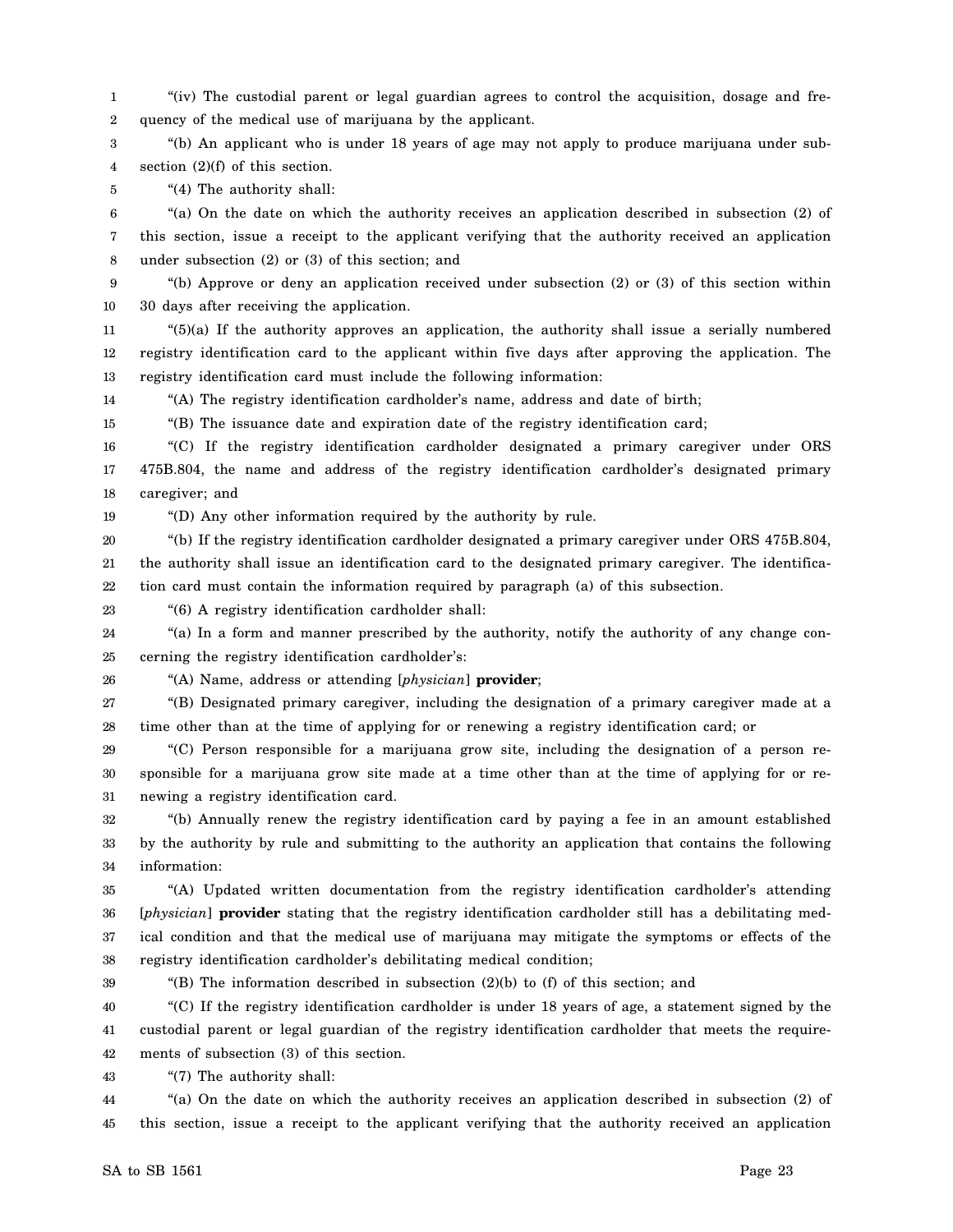"(iv) The custodial parent or legal guardian agrees to control the acquisition, dosage and frequency of the medical use of marijuana by the applicant.

"(b) An applicant who is under 18 years of age may not apply to produce marijuana under subsection (2)(f) of this section.

"(4) The authority shall:

"(a) On the date on which the authority receives an application described in subsection (2) of this section, issue a receipt to the applicant verifying that the authority received an application under subsection (2) or (3) of this section; and

"(b) Approve or deny an application received under subsection (2) or (3) of this section within 30 days after receiving the application.

"(5)(a) If the authority approves an application, the authority shall issue a serially numbered registry identification card to the applicant within five days after approving the application. The registry identification card must include the following information:

"(A) The registry identification cardholder's name, address and date of birth;

"(B) The issuance date and expiration date of the registry identification card;

"(C) If the registry identification cardholder designated a primary caregiver under ORS 475B.804, the name and address of the registry identification cardholder's designated primary caregiver; and

"(D) Any other information required by the authority by rule.

"(b) If the registry identification cardholder designated a primary caregiver under ORS 475B.804, the authority shall issue an identification card to the designated primary caregiver. The identification card must contain the information required by paragraph (a) of this subsection.

"(6) A registry identification cardholder shall:

"(a) In a form and manner prescribed by the authority, notify the authority of any change concerning the registry identification cardholder's:

"(A) Name, address or attending [*physician*] **provider**;

"(B) Designated primary caregiver, including the designation of a primary caregiver made at a time other than at the time of applying for or renewing a registry identification card; or

"(C) Person responsible for a marijuana grow site, including the designation of a person responsible for a marijuana grow site made at a time other than at the time of applying for or renewing a registry identification card.

"(b) Annually renew the registry identification card by paying a fee in an amount established by the authority by rule and submitting to the authority an application that contains the following information:

"(A) Updated written documentation from the registry identification cardholder's attending [*physician*] **provider** stating that the registry identification cardholder still has a debilitating medical condition and that the medical use of marijuana may mitigate the symptoms or effects of the registry identification cardholder's debilitating medical condition;

"(B) The information described in subsection (2)(b) to (f) of this section; and

"(C) If the registry identification cardholder is under 18 years of age, a statement signed by the custodial parent or legal guardian of the registry identification cardholder that meets the requirements of subsection (3) of this section.

"(7) The authority shall:

"(a) On the date on which the authority receives an application described in subsection (2) of this section, issue a receipt to the applicant verifying that the authority received an application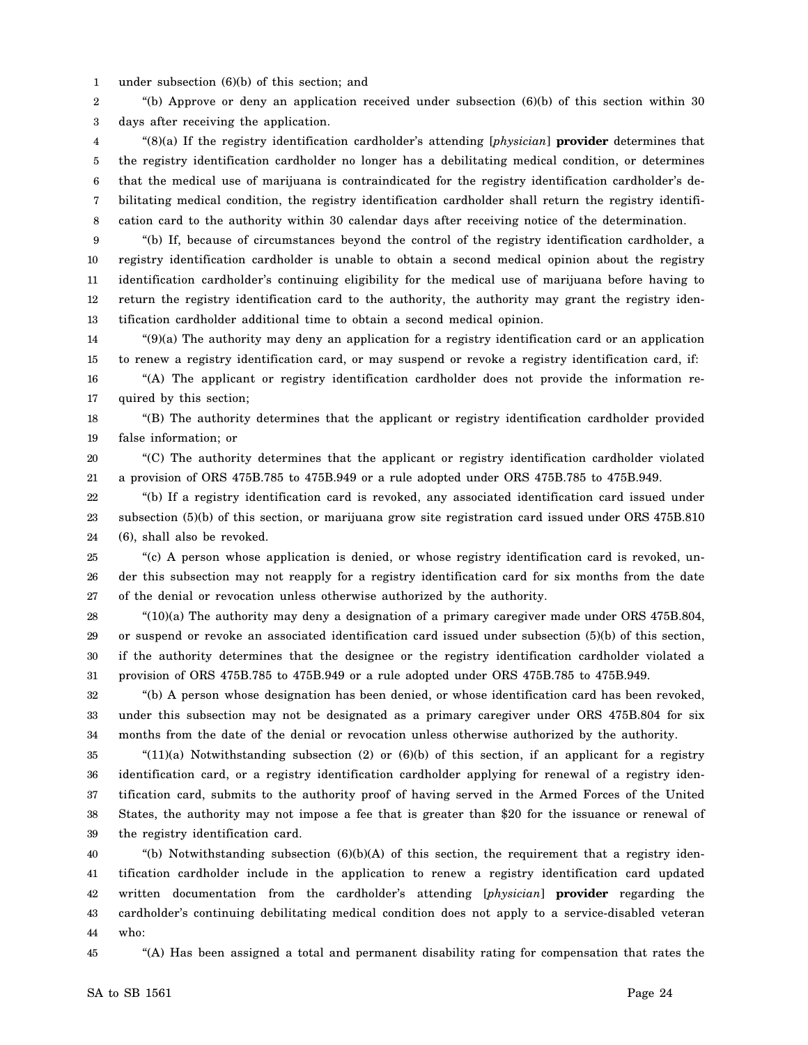under subsection (6)(b) of this section; and

"(b) Approve or deny an application received under subsection (6)(b) of this section within 30 days after receiving the application.

"(8)(a) If the registry identification cardholder's attending [*physician*] **provider** determines that the registry identification cardholder no longer has a debilitating medical condition, or determines that the medical use of marijuana is contraindicated for the registry identification cardholder's debilitating medical condition, the registry identification cardholder shall return the registry identification card to the authority within 30 calendar days after receiving notice of the determination.

"(b) If, because of circumstances beyond the control of the registry identification cardholder, a registry identification cardholder is unable to obtain a second medical opinion about the registry identification cardholder's continuing eligibility for the medical use of marijuana before having to return the registry identification card to the authority, the authority may grant the registry identification cardholder additional time to obtain a second medical opinion.

"(9)(a) The authority may deny an application for a registry identification card or an application to renew a registry identification card, or may suspend or revoke a registry identification card, if:

"(A) The applicant or registry identification cardholder does not provide the information required by this section;

"(B) The authority determines that the applicant or registry identification cardholder provided false information; or

"(C) The authority determines that the applicant or registry identification cardholder violated a provision of ORS 475B.785 to 475B.949 or a rule adopted under ORS 475B.785 to 475B.949.

"(b) If a registry identification card is revoked, any associated identification card issued under subsection (5)(b) of this section, or marijuana grow site registration card issued under ORS 475B.810 (6), shall also be revoked.

"(c) A person whose application is denied, or whose registry identification card is revoked, under this subsection may not reapply for a registry identification card for six months from the date of the denial or revocation unless otherwise authorized by the authority.

"(10)(a) The authority may deny a designation of a primary caregiver made under ORS 475B.804, or suspend or revoke an associated identification card issued under subsection (5)(b) of this section, if the authority determines that the designee or the registry identification cardholder violated a provision of ORS 475B.785 to 475B.949 or a rule adopted under ORS 475B.785 to 475B.949.

"(b) A person whose designation has been denied, or whose identification card has been revoked, under this subsection may not be designated as a primary caregiver under ORS 475B.804 for six months from the date of the denial or revocation unless otherwise authorized by the authority.

"(11)(a) Notwithstanding subsection (2) or (6)(b) of this section, if an applicant for a registry identification card, or a registry identification cardholder applying for renewal of a registry identification card, submits to the authority proof of having served in the Armed Forces of the United States, the authority may not impose a fee that is greater than $20 for the issuance or renewal of the registry identification card.

"(b) Notwithstanding subsection (6)(b)(A) of this section, the requirement that a registry identification cardholder include in the application to renew a registry identification card updated written documentation from the cardholder's attending [*physician*] **provider** regarding the cardholder's continuing debilitating medical condition does not apply to a service-disabled veteran who:

"(A) Has been assigned a total and permanent disability rating for compensation that rates the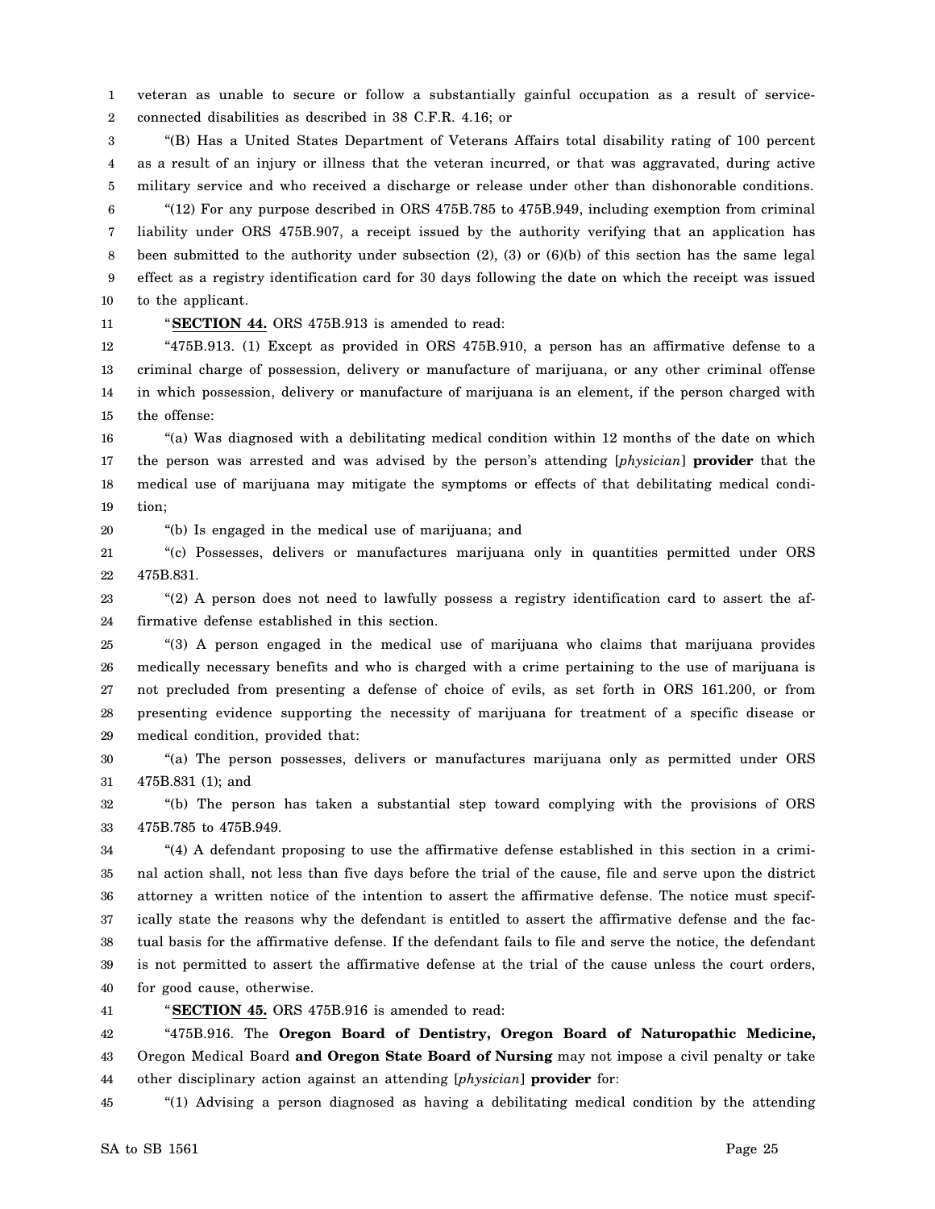veteran as unable to secure or follow a substantially gainful occupation as a result of service-connected disabilities as described in 38 C.F.R. 4.16; or

"(B) Has a United States Department of Veterans Affairs total disability rating of 100 percent as a result of an injury or illness that the veteran incurred, or that was aggravated, during active military service and who received a discharge or release under other than dishonorable conditions.

"(12) For any purpose described in ORS 475B.785 to 475B.949, including exemption from criminal liability under ORS 475B.907, a receipt issued by the authority verifying that an application has been submitted to the authority under subsection (2), (3) or (6)(b) of this section has the same legal effect as a registry identification card for 30 days following the date on which the receipt was issued to the applicant.

"**SECTION 44.** ORS 475B.913 is amended to read:

"475B.913. (1) Except as provided in ORS 475B.910, a person has an affirmative defense to a criminal charge of possession, delivery or manufacture of marijuana, or any other criminal offense in which possession, delivery or manufacture of marijuana is an element, if the person charged with the offense:

"(a) Was diagnosed with a debilitating medical condition within 12 months of the date on which the person was arrested and was advised by the person's attending [*physician*] **provider** that the medical use of marijuana may mitigate the symptoms or effects of that debilitating medical condition;

"(b) Is engaged in the medical use of marijuana; and

"(c) Possesses, delivers or manufactures marijuana only in quantities permitted under ORS 475B.831.

"(2) A person does not need to lawfully possess a registry identification card to assert the affirmative defense established in this section.

"(3) A person engaged in the medical use of marijuana who claims that marijuana provides medically necessary benefits and who is charged with a crime pertaining to the use of marijuana is not precluded from presenting a defense of choice of evils, as set forth in ORS 161.200, or from presenting evidence supporting the necessity of marijuana for treatment of a specific disease or medical condition, provided that:

"(a) The person possesses, delivers or manufactures marijuana only as permitted under ORS 475B.831 (1); and

"(b) The person has taken a substantial step toward complying with the provisions of ORS 475B.785 to 475B.949.

"(4) A defendant proposing to use the affirmative defense established in this section in a criminal action shall, not less than five days before the trial of the cause, file and serve upon the district attorney a written notice of the intention to assert the affirmative defense. The notice must specifically state the reasons why the defendant is entitled to assert the affirmative defense and the factual basis for the affirmative defense. If the defendant fails to file and serve the notice, the defendant is not permitted to assert the affirmative defense at the trial of the cause unless the court orders, for good cause, otherwise.

"**SECTION 45.** ORS 475B.916 is amended to read:

"475B.916. The **Oregon Board of Dentistry, Oregon Board of Naturopathic Medicine,** Oregon Medical Board **and Oregon State Board of Nursing** may not impose a civil penalty or take other disciplinary action against an attending [*physician*] **provider** for:

"(1) Advising a person diagnosed as having a debilitating medical condition by the attending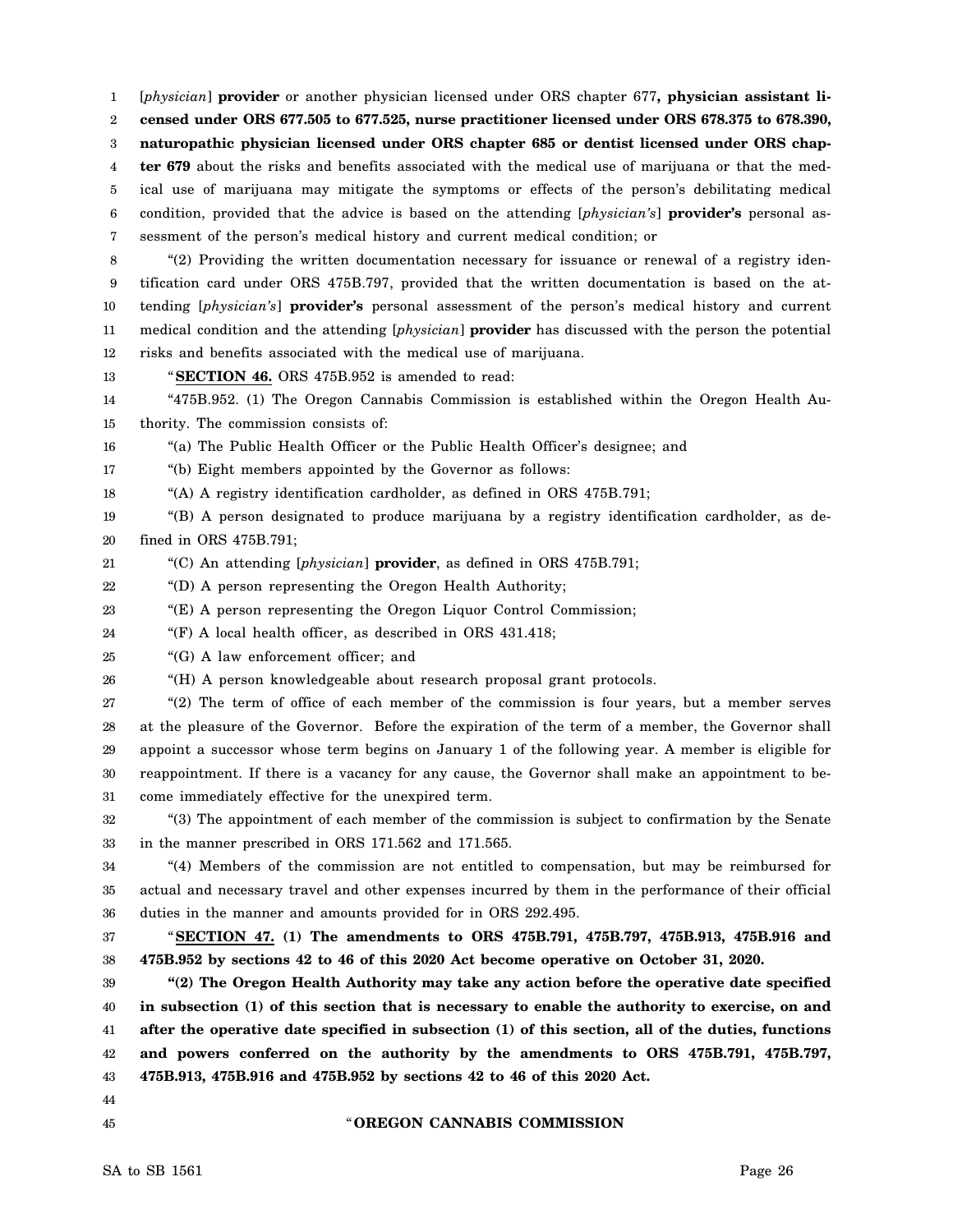[*physician*] **provider** or another physician licensed under ORS chapter 677**, physician assistant licensed under ORS 677.505 to 677.525, nurse practitioner licensed under ORS 678.375 to 678.390, naturopathic physician licensed under ORS chapter 685 or dentist licensed under ORS chapter 679** about the risks and benefits associated with the medical use of marijuana or that the medical use of marijuana may mitigate the symptoms or effects of the person's debilitating medical condition, provided that the advice is based on the attending [*physician's*] **provider's** personal assessment of the person's medical history and current medical condition; or

"(2) Providing the written documentation necessary for issuance or renewal of a registry identification card under ORS 475B.797, provided that the written documentation is based on the attending [*physician's*] **provider's** personal assessment of the person's medical history and current medical condition and the attending [*physician*] **provider** has discussed with the person the potential risks and benefits associated with the medical use of marijuana.

"**SECTION 46.** ORS 475B.952 is amended to read:

"475B.952. (1) The Oregon Cannabis Commission is established within the Oregon Health Authority. The commission consists of:

"(a) The Public Health Officer or the Public Health Officer's designee; and

"(b) Eight members appointed by the Governor as follows:

"(A) A registry identification cardholder, as defined in ORS 475B.791;

"(B) A person designated to produce marijuana by a registry identification cardholder, as defined in ORS 475B.791;

"(C) An attending [*physician*] **provider**, as defined in ORS 475B.791;

"(D) A person representing the Oregon Health Authority;

"(E) A person representing the Oregon Liquor Control Commission;

"(F) A local health officer, as described in ORS 431.418;

"(G) A law enforcement officer; and

"(H) A person knowledgeable about research proposal grant protocols.

"(2) The term of office of each member of the commission is four years, but a member serves at the pleasure of the Governor. Before the expiration of the term of a member, the Governor shall appoint a successor whose term begins on January 1 of the following year. A member is eligible for reappointment. If there is a vacancy for any cause, the Governor shall make an appointment to become immediately effective for the unexpired term.

"(3) The appointment of each member of the commission is subject to confirmation by the Senate in the manner prescribed in ORS 171.562 and 171.565.

"(4) Members of the commission are not entitled to compensation, but may be reimbursed for actual and necessary travel and other expenses incurred by them in the performance of their official duties in the manner and amounts provided for in ORS 292.495.

"**SECTION 47. (1) The amendments to ORS 475B.791, 475B.797, 475B.913, 475B.916 and 475B.952 by sections 42 to 46 of this 2020 Act become operative on October 31, 2020.**

**"(2) The Oregon Health Authority may take any action before the operative date specified in subsection (1) of this section that is necessary to enable the authority to exercise, on and after the operative date specified in subsection (1) of this section, all of the duties, functions and powers conferred on the authority by the amendments to ORS 475B.791, 475B.797, 475B.913, 475B.916 and 475B.952 by sections 42 to 46 of this 2020 Act.**

"**OREGON CANNABIS COMMISSION**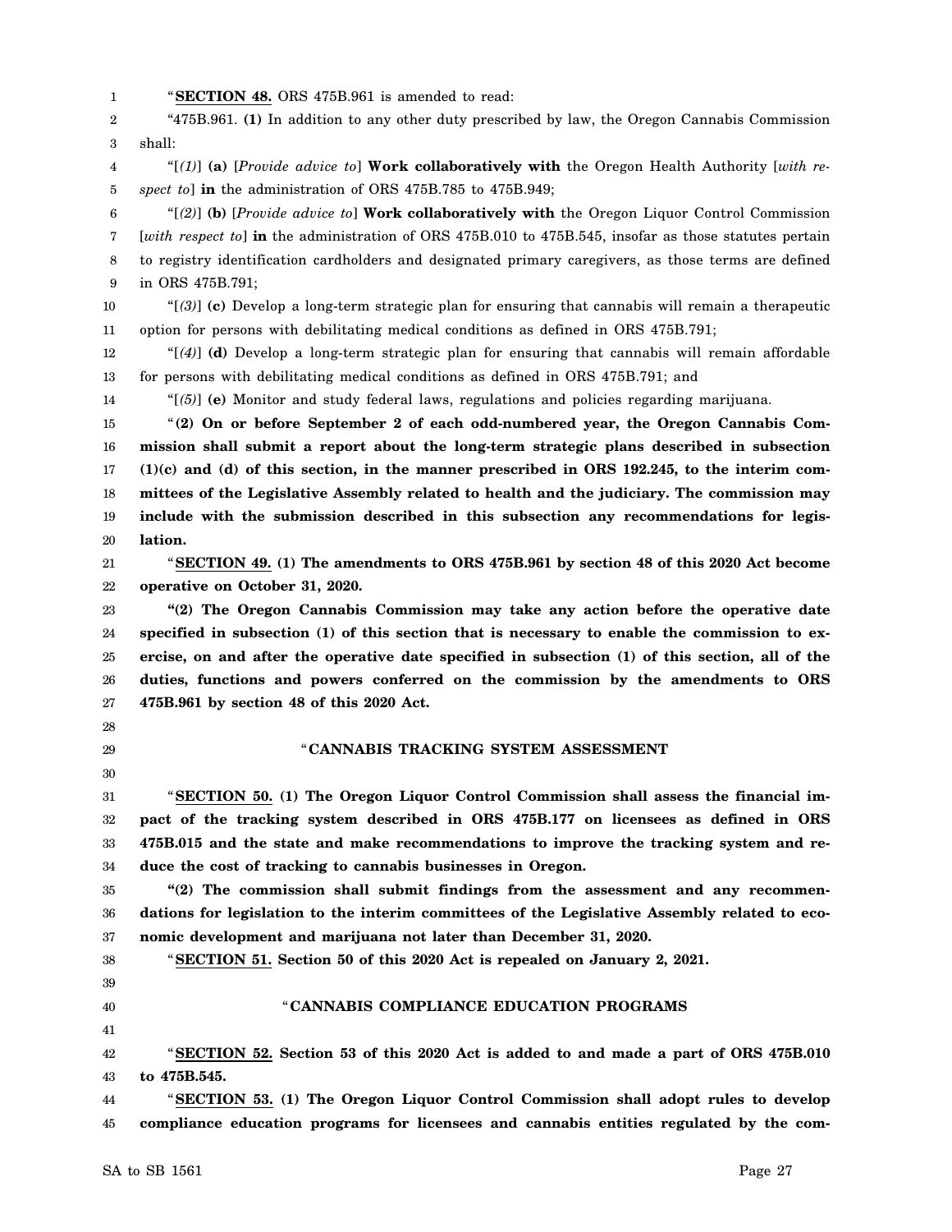"**SECTION 48.** ORS 475B.961 is amended to read:

"475B.961. **(1)** In addition to any other duty prescribed by law, the Oregon Cannabis Commission shall:

"[*(1)*] **(a)** [*Provide advice to*] **Work collaboratively with** the Oregon Health Authority [*with respect to*] **in** the administration of ORS 475B.785 to 475B.949;

"[*(2)*] **(b)** [*Provide advice to*] **Work collaboratively with** the Oregon Liquor Control Commission [*with respect to*] **in** the administration of ORS 475B.010 to 475B.545, insofar as those statutes pertain to registry identification cardholders and designated primary caregivers, as those terms are defined in ORS 475B.791;

"[*(3)*] **(c)** Develop a long-term strategic plan for ensuring that cannabis will remain a therapeutic option for persons with debilitating medical conditions as defined in ORS 475B.791;

"[*(4)*] **(d)** Develop a long-term strategic plan for ensuring that cannabis will remain affordable for persons with debilitating medical conditions as defined in ORS 475B.791; and

"[*(5)*] **(e)** Monitor and study federal laws, regulations and policies regarding marijuana.

"**(2) On or before September 2 of each odd-numbered year, the Oregon Cannabis Commission shall submit a report about the long-term strategic plans described in subsection (1)(c) and (d) of this section, in the manner prescribed in ORS 192.245, to the interim committees of the Legislative Assembly related to health and the judiciary. The commission may include with the submission described in this subsection any recommendations for legislation.**

"**SECTION 49. (1) The amendments to ORS 475B.961 by section 48 of this 2020 Act become operative on October 31, 2020.**

**"(2) The Oregon Cannabis Commission may take any action before the operative date specified in subsection (1) of this section that is necessary to enable the commission to exercise, on and after the operative date specified in subsection (1) of this section, all of the duties, functions and powers conferred on the commission by the amendments to ORS 475B.961 by section 48 of this 2020 Act.**

## "CANNABIS TRACKING SYSTEM ASSESSMENT

"**SECTION 50. (1) The Oregon Liquor Control Commission shall assess the financial impact of the tracking system described in ORS 475B.177 on licensees as defined in ORS 475B.015 and the state and make recommendations to improve the tracking system and reduce the cost of tracking to cannabis businesses in Oregon.**

**"(2) The commission shall submit findings from the assessment and any recommendations for legislation to the interim committees of the Legislative Assembly related to economic development and marijuana not later than December 31, 2020.**

"**SECTION 51. Section 50 of this 2020 Act is repealed on January 2, 2021.**

## "CANNABIS COMPLIANCE EDUCATION PROGRAMS

"**SECTION 52. Section 53 of this 2020 Act is added to and made a part of ORS 475B.010 to 475B.545.**

"**SECTION 53. (1) The Oregon Liquor Control Commission shall adopt rules to develop compliance education programs for licensees and cannabis entities regulated by the com-**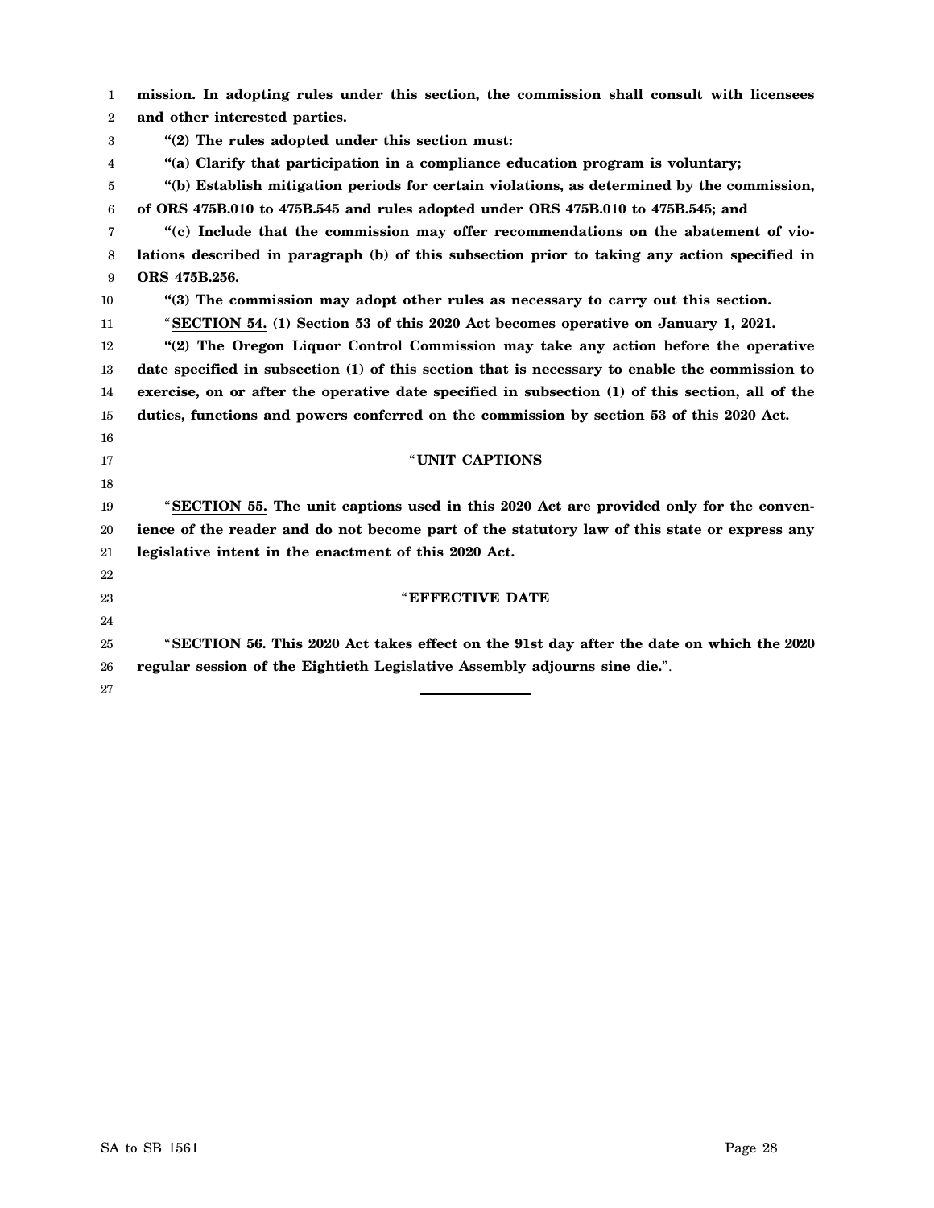**mission. In adopting rules under this section, the commission shall consult with licensees and other interested parties.**

**"(2) The rules adopted under this section must:**

**"(a) Clarify that participation in a compliance education program is voluntary;**

**"(b) Establish mitigation periods for certain violations, as determined by the commission, of ORS 475B.010 to 475B.545 and rules adopted under ORS 475B.010 to 475B.545; and**

**"(c) Include that the commission may offer recommendations on the abatement of violations described in paragraph (b) of this subsection prior to taking any action specified in ORS 475B.256.**

**"(3) The commission may adopt other rules as necessary to carry out this section.**

"**SECTION 54. (1) Section 53 of this 2020 Act becomes operative on January 1, 2021.**

**"(2) The Oregon Liquor Control Commission may take any action before the operative date specified in subsection (1) of this section that is necessary to enable the commission to exercise, on or after the operative date specified in subsection (1) of this section, all of the duties, functions and powers conferred on the commission by section 53 of this 2020 Act.**

"**UNIT CAPTIONS**

"**SECTION 55. The unit captions used in this 2020 Act are provided only for the convenience of the reader and do not become part of the statutory law of this state or express any legislative intent in the enactment of this 2020 Act.**

"**EFFECTIVE DATE**

"**SECTION 56. This 2020 Act takes effect on the 91st day after the date on which the 2020 regular session of the Eightieth Legislative Assembly adjourns sine die.**".

SA to SB 1561